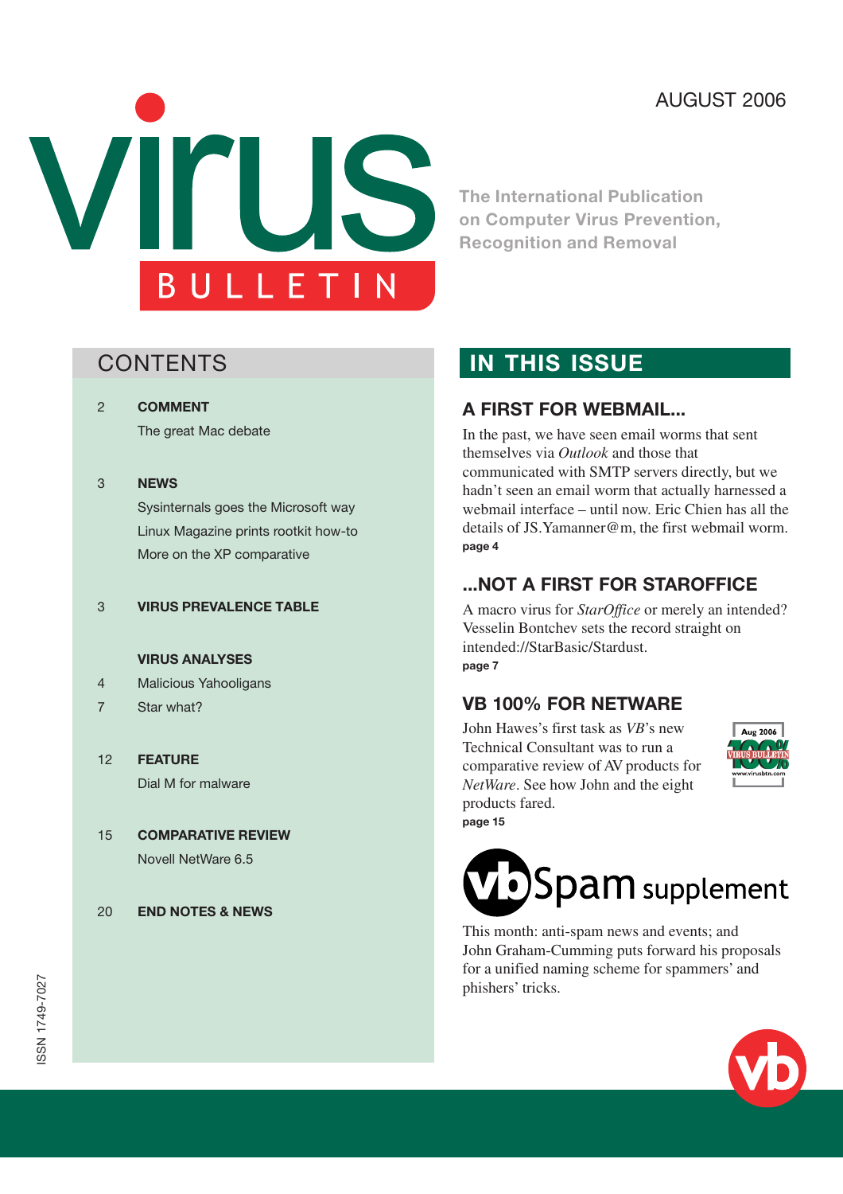# Virus Bulletin

AUGUST 2006

The International Publication on Computer Virus Prevention, Recognition and Removal

## CONTENTS

2 **COMMENT**
The great Mac debate

3 **NEWS**
Sysinternals goes the Microsoft way
Linux Magazine prints rootkit how-to
More on the XP comparative

3 **VIRUS PREVALENCE TABLE**

**VIRUS ANALYSES**
4 Malicious Yahooligans
7 Star what?

12 **FEATURE**
Dial M for malware

15 **COMPARATIVE REVIEW**
Novell NetWare 6.5

20 **END NOTES & NEWS**

## IN THIS ISSUE

### A FIRST FOR WEBMAIL...

In the past, we have seen email worms that sent themselves via *Outlook* and those that communicated with SMTP servers directly, but we hadn't seen an email worm that actually harnessed a webmail interface – until now. Eric Chien has all the details of JS.Yamanner@m, the first webmail worm.
**page 4**

### ...NOT A FIRST FOR STAROFFICE

A macro virus for *StarOffice* or merely an intended? Vesselin Bontchev sets the record straight on intended://StarBasic/Stardust.
**page 7**

### VB 100% FOR NETWARE

John Hawes's first task as *VB*'s new Technical Consultant was to run a comparative review of AV products for *NetWare*. See how John and the eight products fared.
**page 15**

### vbSpam supplement

This month: anti-spam news and events; and John Graham-Cumming puts forward his proposals for a unified naming scheme for spammers' and phishers' tricks.

ISSN 1749-7027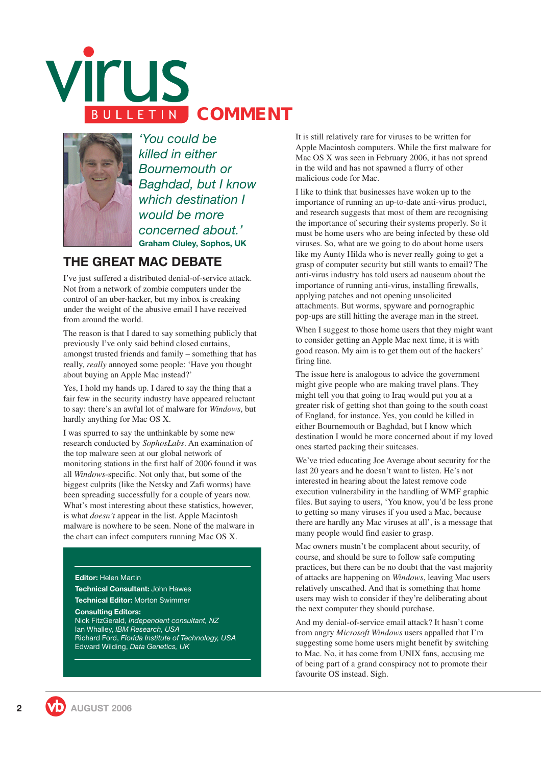# COMMENT

*'You could be killed in either Bournemouth or Baghdad, but I know which destination I would be more concerned about.'*
**Graham Cluley, Sophos, UK**

## THE GREAT MAC DEBATE

I've just suffered a distributed denial-of-service attack. Not from a network of zombie computers under the control of an uber-hacker, but my inbox is creaking under the weight of the abusive email I have received from around the world.

The reason is that I dared to say something publicly that previously I've only said behind closed curtains, amongst trusted friends and family – something that has really, *really* annoyed some people: 'Have you thought about buying an Apple Mac instead?'

Yes, I hold my hands up. I dared to say the thing that a fair few in the security industry have appeared reluctant to say: there's an awful lot of malware for *Windows*, but hardly anything for Mac OS X.

I was spurred to say the unthinkable by some new research conducted by *SophosLabs*. An examination of the top malware seen at our global network of monitoring stations in the first half of 2006 found it was all *Windows*-specific. Not only that, but some of the biggest culprits (like the Netsky and Zafi worms) have been spreading successfully for a couple of years now. What's most interesting about these statistics, however, is what *doesn't* appear in the list. Apple Macintosh malware is nowhere to be seen. None of the malware in the chart can infect computers running Mac OS X.

**Editor:** Helen Martin
**Technical Consultant:** John Hawes
**Technical Editor:** Morton Swimmer
**Consulting Editors:**
Nick FitzGerald, *Independent consultant, NZ*
Ian Whalley, *IBM Research, USA*
Richard Ford, *Florida Institute of Technology, USA*
Edward Wilding, *Data Genetics, UK*

It is still relatively rare for viruses to be written for Apple Macintosh computers. While the first malware for Mac OS X was seen in February 2006, it has not spread in the wild and has not spawned a flurry of other malicious code for Mac.

I like to think that businesses have woken up to the importance of running an up-to-date anti-virus product, and research suggests that most of them are recognising the importance of securing their systems properly. So it must be home users who are being infected by these old viruses. So, what are we going to do about home users like my Aunty Hilda who is never really going to get a grasp of computer security but still wants to email? The anti-virus industry has told users ad nauseam about the importance of running anti-virus, installing firewalls, applying patches and not opening unsolicited attachments. But worms, spyware and pornographic pop-ups are still hitting the average man in the street.

When I suggest to those home users that they might want to consider getting an Apple Mac next time, it is with good reason. My aim is to get them out of the hackers' firing line.

The issue here is analogous to advice the government might give people who are making travel plans. They might tell you that going to Iraq would put you at a greater risk of getting shot than going to the south coast of England, for instance. Yes, you could be killed in either Bournemouth or Baghdad, but I know which destination I would be more concerned about if my loved ones started packing their suitcases.

We've tried educating Joe Average about security for the last 20 years and he doesn't want to listen. He's not interested in hearing about the latest remove code execution vulnerability in the handling of WMF graphic files. But saying to users, 'You know, you'd be less prone to getting so many viruses if you used a Mac, because there are hardly any Mac viruses at all', is a message that many people would find easier to grasp.

Mac owners mustn't be complacent about security, of course, and should be sure to follow safe computing practices, but there can be no doubt that the vast majority of attacks are happening on *Windows*, leaving Mac users relatively unscathed. And that is something that home users may wish to consider if they're deliberating about the next computer they should purchase.

And my denial-of-service email attack? It hasn't come from angry *Microsoft Windows* users appalled that I'm suggesting some home users might benefit by switching to Mac. No, it has come from UNIX fans, accusing me of being part of a grand conspiracy not to promote their favourite OS instead. Sigh.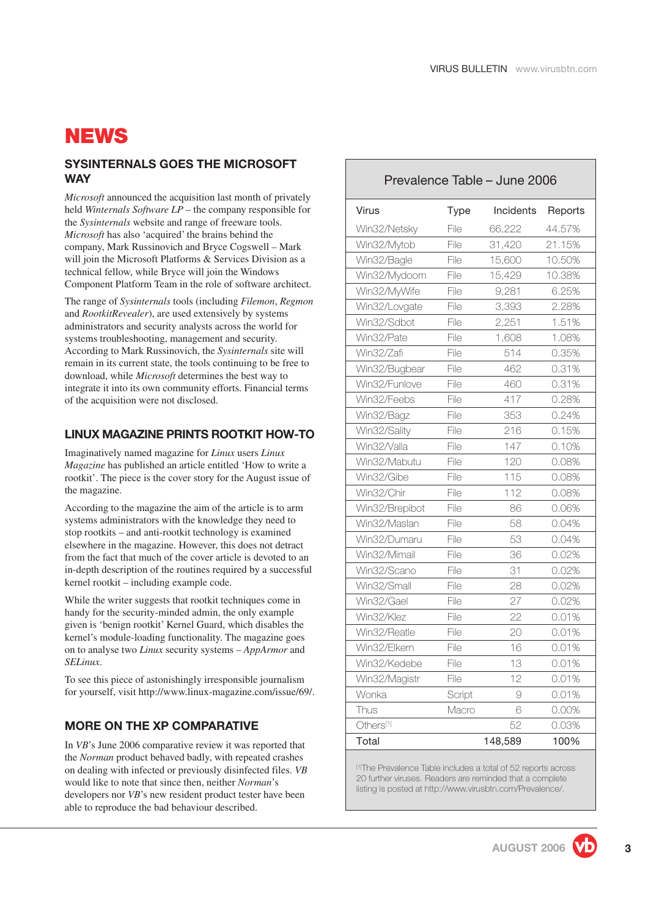# NEWS

## SYSINTERNALS GOES THE MICROSOFT WAY

*Microsoft* announced the acquisition last month of privately held *Winternals Software LP* – the company responsible for the *Sysinternals* website and range of freeware tools. *Microsoft* has also 'acquired' the brains behind the company, Mark Russinovich and Bryce Cogswell – Mark will join the Microsoft Platforms & Services Division as a technical fellow, while Bryce will join the Windows Component Platform Team in the role of software architect.

The range of *Sysinternals* tools (including *Filemon*, *Regmon* and *RootkitRevealer*), are used extensively by systems administrators and security analysts across the world for systems troubleshooting, management and security. According to Mark Russinovich, the *Sysinternals* site will remain in its current state, the tools continuing to be free to download, while *Microsoft* determines the best way to integrate it into its own community efforts. Financial terms of the acquisition were not disclosed.

## LINUX MAGAZINE PRINTS ROOTKIT HOW-TO

Imaginatively named magazine for *Linux* users *Linux Magazine* has published an article entitled 'How to write a rootkit'. The piece is the cover story for the August issue of the magazine.

According to the magazine the aim of the article is to arm systems administrators with the knowledge they need to stop rootkits – and anti-rootkit technology is examined elsewhere in the magazine. However, this does not detract from the fact that much of the cover article is devoted to an in-depth description of the routines required by a successful kernel rootkit – including example code.

While the writer suggests that rootkit techniques come in handy for the security-minded admin, the only example given is 'benign rootkit' Kernel Guard, which disables the kernel's module-loading functionality. The magazine goes on to analyse two *Linux* security systems – *AppArmor* and *SELinux*.

To see this piece of astonishingly irresponsible journalism for yourself, visit http://www.linux-magazine.com/issue/69/.

## MORE ON THE XP COMPARATIVE

In *VB*'s June 2006 comparative review it was reported that the *Norman* product behaved badly, with repeated crashes on dealing with infected or previously disinfected files. *VB* would like to note that since then, neither *Norman*'s developers nor *VB*'s new resident product tester have been able to reproduce the bad behaviour described.

**Prevalence Table – June 2006**

| Virus | Type | Incidents | Reports |
|---|---|---|---|
| Win32/Netsky | File | 66,222 | 44.57% |
| Win32/Mytob | File | 31,420 | 21.15% |
| Win32/Bagle | File | 15,600 | 10.50% |
| Win32/Mydoom | File | 15,429 | 10.38% |
| Win32/MyWife | File | 9,281 | 6.25% |
| Win32/Lovgate | File | 3,393 | 2.28% |
| Win32/Sdbot | File | 2,251 | 1.51% |
| Win32/Pate | File | 1,608 | 1.08% |
| Win32/Zafi | File | 514 | 0.35% |
| Win32/Bugbear | File | 462 | 0.31% |
| Win32/Funlove | File | 460 | 0.31% |
| Win32/Feebs | File | 417 | 0.28% |
| Win32/Bagz | File | 353 | 0.24% |
| Win32/Sality | File | 216 | 0.15% |
| Win32/Valla | File | 147 | 0.10% |
| Win32/Mabutu | File | 120 | 0.08% |
| Win32/Gibe | File | 115 | 0.08% |
| Win32/Chir | File | 112 | 0.08% |
| Win32/Brepibot | File | 86 | 0.06% |
| Win32/Maslan | File | 58 | 0.04% |
| Win32/Dumaru | File | 53 | 0.04% |
| Win32/Mimail | File | 36 | 0.02% |
| Win32/Scano | File | 31 | 0.02% |
| Win32/Small | File | 28 | 0.02% |
| Win32/Gael | File | 27 | 0.02% |
| Win32/Klez | File | 22 | 0.01% |
| Win32/Reatle | File | 20 | 0.01% |
| Win32/Elkern | File | 16 | 0.01% |
| Win32/Kedebe | File | 13 | 0.01% |
| Win32/Magistr | File | 12 | 0.01% |
| Wonka | Script | 9 | 0.01% |
| Thus | Macro | 6 | 0.00% |
| Others[1] | | 52 | 0.03% |
| Total | | 148,589 | 100% |

[1]The Prevalence Table includes a total of 52 reports across 20 further viruses. Readers are reminded that a complete listing is posted at http://www.virusbtn.com/Prevalence/.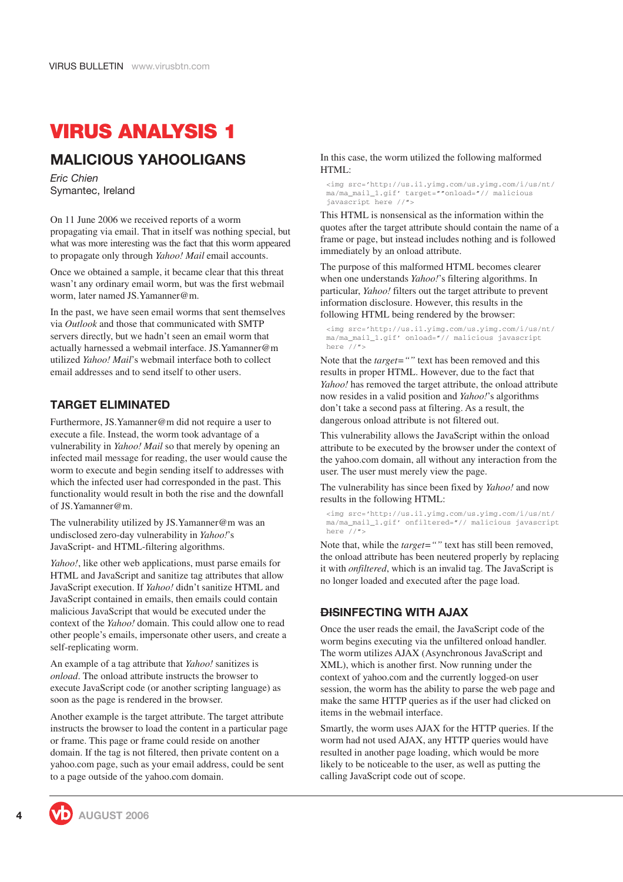# VIRUS ANALYSIS 1

## MALICIOUS YAHOOLIGANS

*Eric Chien*
Symantec, Ireland

On 11 June 2006 we received reports of a worm propagating via email. That in itself was nothing special, but what was more interesting was the fact that this worm appeared to propagate only through *Yahoo! Mail* email accounts.

Once we obtained a sample, it became clear that this threat wasn't any ordinary email worm, but was the first webmail worm, later named JS.Yamanner@m.

In the past, we have seen email worms that sent themselves via *Outlook* and those that communicated with SMTP servers directly, but we hadn't seen an email worm that actually harnessed a webmail interface. JS.Yamanner@m utilized *Yahoo! Mail*'s webmail interface both to collect email addresses and to send itself to other users.

### TARGET ELIMINATED

Furthermore, JS.Yamanner@m did not require a user to execute a file. Instead, the worm took advantage of a vulnerability in *Yahoo! Mail* so that merely by opening an infected mail message for reading, the user would cause the worm to execute and begin sending itself to addresses with which the infected user had corresponded in the past. This functionality would result in both the rise and the downfall of JS.Yamanner@m.

The vulnerability utilized by JS.Yamanner@m was an undisclosed zero-day vulnerability in *Yahoo!*'s JavaScript- and HTML-filtering algorithms.

*Yahoo!*, like other web applications, must parse emails for HTML and JavaScript and sanitize tag attributes that allow JavaScript execution. If *Yahoo!* didn't sanitize HTML and JavaScript contained in emails, then emails could contain malicious JavaScript that would be executed under the context of the *Yahoo!* domain. This could allow one to read other people's emails, impersonate other users, and create a self-replicating worm.

An example of a tag attribute that *Yahoo!* sanitizes is *onload*. The onload attribute instructs the browser to execute JavaScript code (or another scripting language) as soon as the page is rendered in the browser.

Another example is the target attribute. The target attribute instructs the browser to load the content in a particular page or frame. This page or frame could reside on another domain. If the tag is not filtered, then private content on a yahoo.com page, such as your email address, could be sent to a page outside of the yahoo.com domain.

In this case, the worm utilized the following malformed HTML:

```
<img src='http://us.i1.yimg.com/us.yimg.com/i/us/nt/
ma/ma_mail_1.gif' target=""onload="// malicious
javascript here //">
```

This HTML is nonsensical as the information within the quotes after the target attribute should contain the name of a frame or page, but instead includes nothing and is followed immediately by an onload attribute.

The purpose of this malformed HTML becomes clearer when one understands *Yahoo!*'s filtering algorithms. In particular, *Yahoo!* filters out the target attribute to prevent information disclosure. However, this results in the following HTML being rendered by the browser:

```
<img src='http://us.i1.yimg.com/us.yimg.com/i/us/nt/
ma/ma_mail_1.gif' onload="// malicious javascript
here //">
```

Note that the *target=""* text has been removed and this results in proper HTML. However, due to the fact that *Yahoo!* has removed the target attribute, the onload attribute now resides in a valid position and *Yahoo!*'s algorithms don't take a second pass at filtering. As a result, the dangerous onload attribute is not filtered out.

This vulnerability allows the JavaScript within the onload attribute to be executed by the browser under the context of the yahoo.com domain, all without any interaction from the user. The user must merely view the page.

The vulnerability has since been fixed by *Yahoo!* and now results in the following HTML:

```
<img src='http://us.i1.yimg.com/us.yimg.com/i/us/nt/
ma/ma_mail_1.gif' onfiltered="// malicious javascript
here //">
```

Note that, while the *target=""* text has still been removed, the onload attribute has been neutered properly by replacing it with *onfiltered*, which is an invalid tag. The JavaScript is no longer loaded and executed after the page load.

### ~~DIS~~INFECTING WITH AJAX

Once the user reads the email, the JavaScript code of the worm begins executing via the unfiltered onload handler. The worm utilizes AJAX (Asynchronous JavaScript and XML), which is another first. Now running under the context of yahoo.com and the currently logged-on user session, the worm has the ability to parse the web page and make the same HTTP queries as if the user had clicked on items in the webmail interface.

Smartly, the worm uses AJAX for the HTTP queries. If the worm had not used AJAX, any HTTP queries would have resulted in another page loading, which would be more likely to be noticeable to the user, as well as putting the calling JavaScript code out of scope.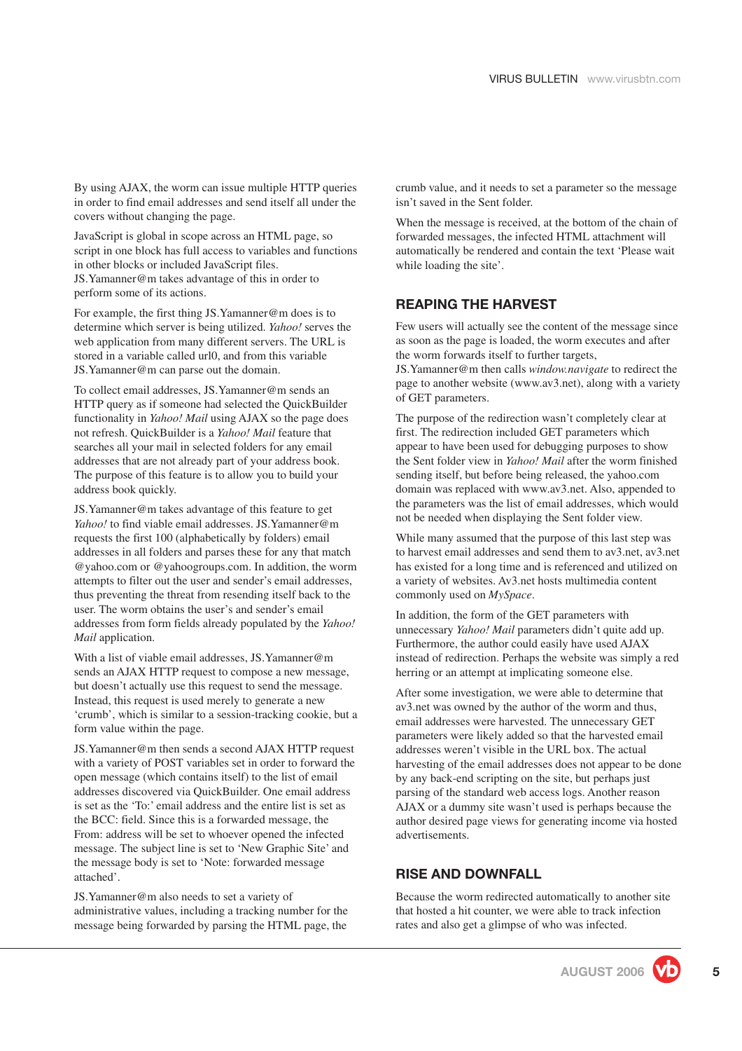By using AJAX, the worm can issue multiple HTTP queries in order to find email addresses and send itself all under the covers without changing the page.

JavaScript is global in scope across an HTML page, so script in one block has full access to variables and functions in other blocks or included JavaScript files. JS.Yamanner@m takes advantage of this in order to perform some of its actions.

For example, the first thing JS.Yamanner@m does is to determine which server is being utilized. *Yahoo!* serves the web application from many different servers. The URL is stored in a variable called url0, and from this variable JS.Yamanner@m can parse out the domain.

To collect email addresses, JS.Yamanner@m sends an HTTP query as if someone had selected the QuickBuilder functionality in *Yahoo! Mail* using AJAX so the page does not refresh. QuickBuilder is a *Yahoo! Mail* feature that searches all your mail in selected folders for any email addresses that are not already part of your address book. The purpose of this feature is to allow you to build your address book quickly.

JS.Yamanner@m takes advantage of this feature to get *Yahoo!* to find viable email addresses. JS.Yamanner@m requests the first 100 (alphabetically by folders) email addresses in all folders and parses these for any that match @yahoo.com or @yahoogroups.com. In addition, the worm attempts to filter out the user and sender's email addresses, thus preventing the threat from resending itself back to the user. The worm obtains the user's and sender's email addresses from form fields already populated by the *Yahoo! Mail* application.

With a list of viable email addresses, JS.Yamanner@m sends an AJAX HTTP request to compose a new message, but doesn't actually use this request to send the message. Instead, this request is used merely to generate a new 'crumb', which is similar to a session-tracking cookie, but a form value within the page.

JS.Yamanner@m then sends a second AJAX HTTP request with a variety of POST variables set in order to forward the open message (which contains itself) to the list of email addresses discovered via QuickBuilder. One email address is set as the 'To:' email address and the entire list is set as the BCC: field. Since this is a forwarded message, the From: address will be set to whoever opened the infected message. The subject line is set to 'New Graphic Site' and the message body is set to 'Note: forwarded message attached'.

JS.Yamanner@m also needs to set a variety of administrative values, including a tracking number for the message being forwarded by parsing the HTML page, the crumb value, and it needs to set a parameter so the message isn't saved in the Sent folder.

When the message is received, at the bottom of the chain of forwarded messages, the infected HTML attachment will automatically be rendered and contain the text 'Please wait while loading the site'.

## REAPING THE HARVEST

Few users will actually see the content of the message since as soon as the page is loaded, the worm executes and after the worm forwards itself to further targets, JS.Yamanner@m then calls *window.navigate* to redirect the page to another website (www.av3.net), along with a variety of GET parameters.

The purpose of the redirection wasn't completely clear at first. The redirection included GET parameters which appear to have been used for debugging purposes to show the Sent folder view in *Yahoo! Mail* after the worm finished sending itself, but before being released, the yahoo.com domain was replaced with www.av3.net. Also, appended to the parameters was the list of email addresses, which would not be needed when displaying the Sent folder view.

While many assumed that the purpose of this last step was to harvest email addresses and send them to av3.net, av3.net has existed for a long time and is referenced and utilized on a variety of websites. Av3.net hosts multimedia content commonly used on *MySpace*.

In addition, the form of the GET parameters with unnecessary *Yahoo! Mail* parameters didn't quite add up. Furthermore, the author could easily have used AJAX instead of redirection. Perhaps the website was simply a red herring or an attempt at implicating someone else.

After some investigation, we were able to determine that av3.net was owned by the author of the worm and thus, email addresses were harvested. The unnecessary GET parameters were likely added so that the harvested email addresses weren't visible in the URL box. The actual harvesting of the email addresses does not appear to be done by any back-end scripting on the site, but perhaps just parsing of the standard web access logs. Another reason AJAX or a dummy site wasn't used is perhaps because the author desired page views for generating income via hosted advertisements.

## RISE AND DOWNFALL

Because the worm redirected automatically to another site that hosted a hit counter, we were able to track infection rates and also get a glimpse of who was infected.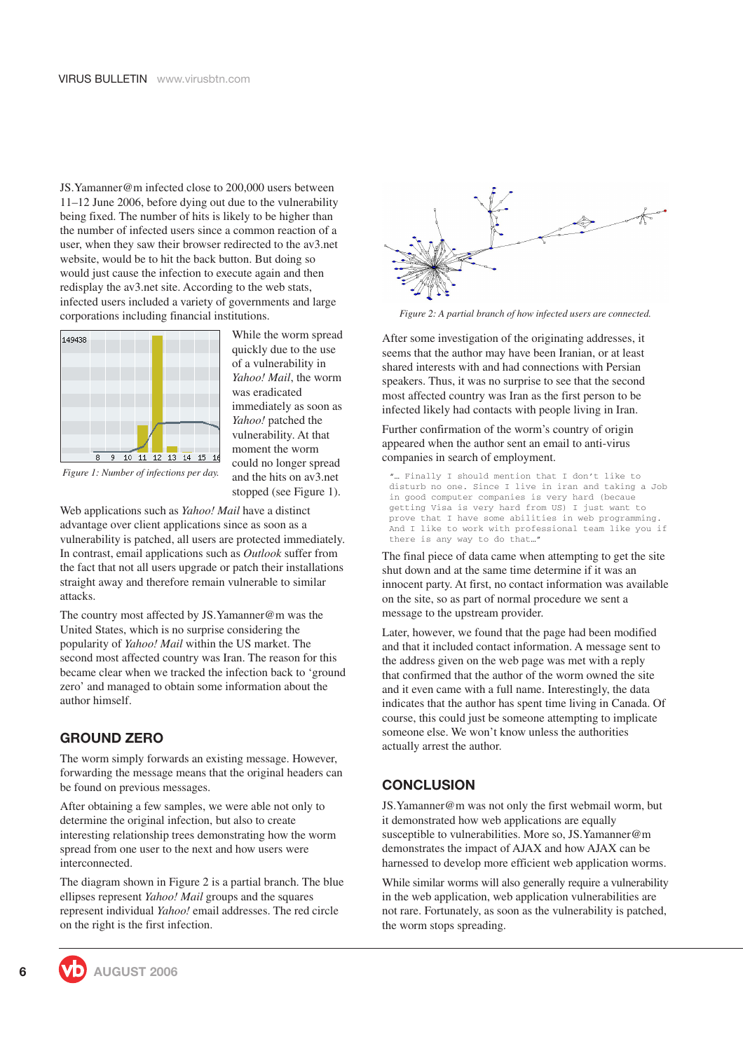JS.Yamanner@m infected close to 200,000 users between 11–12 June 2006, before dying out due to the vulnerability being fixed. The number of hits is likely to be higher than the number of infected users since a common reaction of a user, when they saw their browser redirected to the av3.net website, would be to hit the back button. But doing so would just cause the infection to execute again and then redisplay the av3.net site. According to the web stats, infected users included a variety of governments and large corporations including financial institutions.

*Figure 1: Number of infections per day.*

While the worm spread quickly due to the use of a vulnerability in *Yahoo! Mail*, the worm was eradicated immediately as soon as *Yahoo!* patched the vulnerability. At that moment the worm could no longer spread and the hits on av3.net stopped (see Figure 1).

Web applications such as *Yahoo! Mail* have a distinct advantage over client applications since as soon as a vulnerability is patched, all users are protected immediately. In contrast, email applications such as *Outlook* suffer from the fact that not all users upgrade or patch their installations straight away and therefore remain vulnerable to similar attacks.

The country most affected by JS.Yamanner@m was the United States, which is no surprise considering the popularity of *Yahoo! Mail* within the US market. The second most affected country was Iran. The reason for this became clear when we tracked the infection back to 'ground zero' and managed to obtain some information about the author himself.

## GROUND ZERO

The worm simply forwards an existing message. However, forwarding the message means that the original headers can be found on previous messages.

After obtaining a few samples, we were able not only to determine the original infection, but also to create interesting relationship trees demonstrating how the worm spread from one user to the next and how users were interconnected.

The diagram shown in Figure 2 is a partial branch. The blue ellipses represent *Yahoo! Mail* groups and the squares represent individual *Yahoo!* email addresses. The red circle on the right is the first infection.

*Figure 2: A partial branch of how infected users are connected.*

After some investigation of the originating addresses, it seems that the author may have been Iranian, or at least shared interests with and had connections with Persian speakers. Thus, it was no surprise to see that the second most affected country was Iran as the first person to be infected likely had contacts with people living in Iran.

Further confirmation of the worm's country of origin appeared when the author sent an email to anti-virus companies in search of employment.

```
"… Finally I should mention that I don't like to
disturb no one. Since I live in iran and taking a Job
in good computer companies is very hard (becaue
getting Visa is very hard from US) I just want to
prove that I have some abilities in web programming.
And I like to work with professional team like you if
there is any way to do that…"
```

The final piece of data came when attempting to get the site shut down and at the same time determine if it was an innocent party. At first, no contact information was available on the site, so as part of normal procedure we sent a message to the upstream provider.

Later, however, we found that the page had been modified and that it included contact information. A message sent to the address given on the web page was met with a reply that confirmed that the author of the worm owned the site and it even came with a full name. Interestingly, the data indicates that the author has spent time living in Canada. Of course, this could just be someone attempting to implicate someone else. We won't know unless the authorities actually arrest the author.

## CONCLUSION

JS.Yamanner@m was not only the first webmail worm, but it demonstrated how web applications are equally susceptible to vulnerabilities. More so, JS.Yamanner@m demonstrates the impact of AJAX and how AJAX can be harnessed to develop more efficient web application worms.

While similar worms will also generally require a vulnerability in the web application, web application vulnerabilities are not rare. Fortunately, as soon as the vulnerability is patched, the worm stops spreading.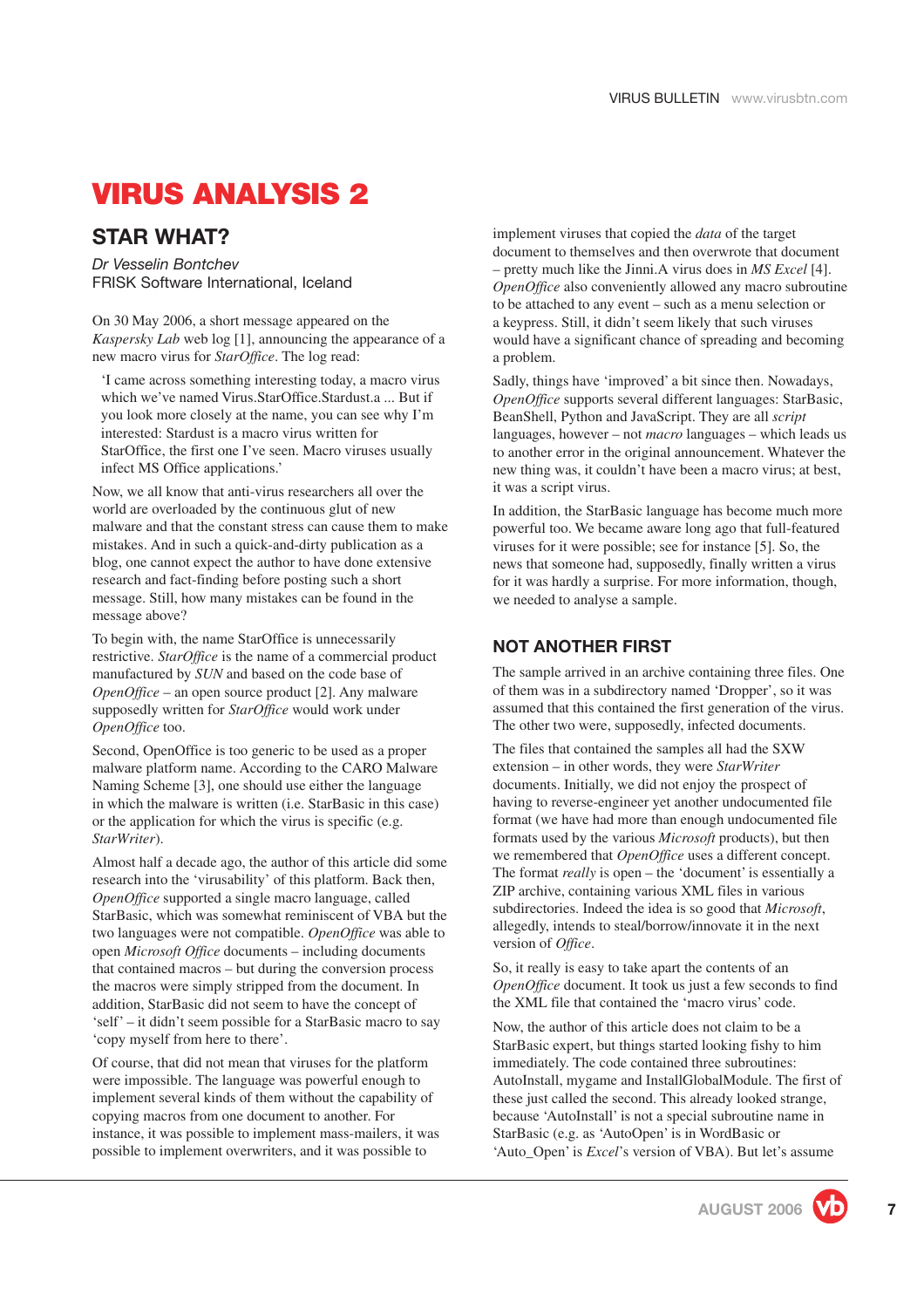# VIRUS ANALYSIS 2

## STAR WHAT?

*Dr Vesselin Bontchev*
FRISK Software International, Iceland

On 30 May 2006, a short message appeared on the *Kaspersky Lab* web log [1], announcing the appearance of a new macro virus for *StarOffice*. The log read:

> 'I came across something interesting today, a macro virus which we've named Virus.StarOffice.Stardust.a ... But if you look more closely at the name, you can see why I'm interested: Stardust is a macro virus written for StarOffice, the first one I've seen. Macro viruses usually infect MS Office applications.'

Now, we all know that anti-virus researchers all over the world are overloaded by the continuous glut of new malware and that the constant stress can cause them to make mistakes. And in such a quick-and-dirty publication as a blog, one cannot expect the author to have done extensive research and fact-finding before posting such a short message. Still, how many mistakes can be found in the message above?

To begin with, the name StarOffice is unnecessarily restrictive. *StarOffice* is the name of a commercial product manufactured by *SUN* and based on the code base of *OpenOffice* – an open source product [2]. Any malware supposedly written for *StarOffice* would work under *OpenOffice* too.

Second, OpenOffice is too generic to be used as a proper malware platform name. According to the CARO Malware Naming Scheme [3], one should use either the language in which the malware is written (i.e. StarBasic in this case) or the application for which the virus is specific (e.g. *StarWriter*).

Almost half a decade ago, the author of this article did some research into the 'virusability' of this platform. Back then, *OpenOffice* supported a single macro language, called StarBasic, which was somewhat reminiscent of VBA but the two languages were not compatible. *OpenOffice* was able to open *Microsoft Office* documents – including documents that contained macros – but during the conversion process the macros were simply stripped from the document. In addition, StarBasic did not seem to have the concept of 'self' – it didn't seem possible for a StarBasic macro to say 'copy myself from here to there'.

Of course, that did not mean that viruses for the platform were impossible. The language was powerful enough to implement several kinds of them without the capability of copying macros from one document to another. For instance, it was possible to implement mass-mailers, it was possible to implement overwriters, and it was possible to implement viruses that copied the *data* of the target document to themselves and then overwrote that document – pretty much like the Jinni.A virus does in *MS Excel* [4]. *OpenOffice* also conveniently allowed any macro subroutine to be attached to any event – such as a menu selection or a keypress. Still, it didn't seem likely that such viruses would have a significant chance of spreading and becoming a problem.

Sadly, things have 'improved' a bit since then. Nowadays, *OpenOffice* supports several different languages: StarBasic, BeanShell, Python and JavaScript. They are all *script* languages, however – not *macro* languages – which leads us to another error in the original announcement. Whatever the new thing was, it couldn't have been a macro virus; at best, it was a script virus.

In addition, the StarBasic language has become much more powerful too. We became aware long ago that full-featured viruses for it were possible; see for instance [5]. So, the news that someone had, supposedly, finally written a virus for it was hardly a surprise. For more information, though, we needed to analyse a sample.

## NOT ANOTHER FIRST

The sample arrived in an archive containing three files. One of them was in a subdirectory named 'Dropper', so it was assumed that this contained the first generation of the virus. The other two were, supposedly, infected documents.

The files that contained the samples all had the SXW extension – in other words, they were *StarWriter* documents. Initially, we did not enjoy the prospect of having to reverse-engineer yet another undocumented file format (we have had more than enough undocumented file formats used by the various *Microsoft* products), but then we remembered that *OpenOffice* uses a different concept. The format *really* is open – the 'document' is essentially a ZIP archive, containing various XML files in various subdirectories. Indeed the idea is so good that *Microsoft*, allegedly, intends to steal/borrow/innovate it in the next version of *Office*.

So, it really is easy to take apart the contents of an *OpenOffice* document. It took us just a few seconds to find the XML file that contained the 'macro virus' code.

Now, the author of this article does not claim to be a StarBasic expert, but things started looking fishy to him immediately. The code contained three subroutines: AutoInstall, mygame and InstallGlobalModule. The first of these just called the second. This already looked strange, because 'AutoInstall' is not a special subroutine name in StarBasic (e.g. as 'AutoOpen' is in WordBasic or 'Auto_Open' is *Excel*'s version of VBA). But let's assume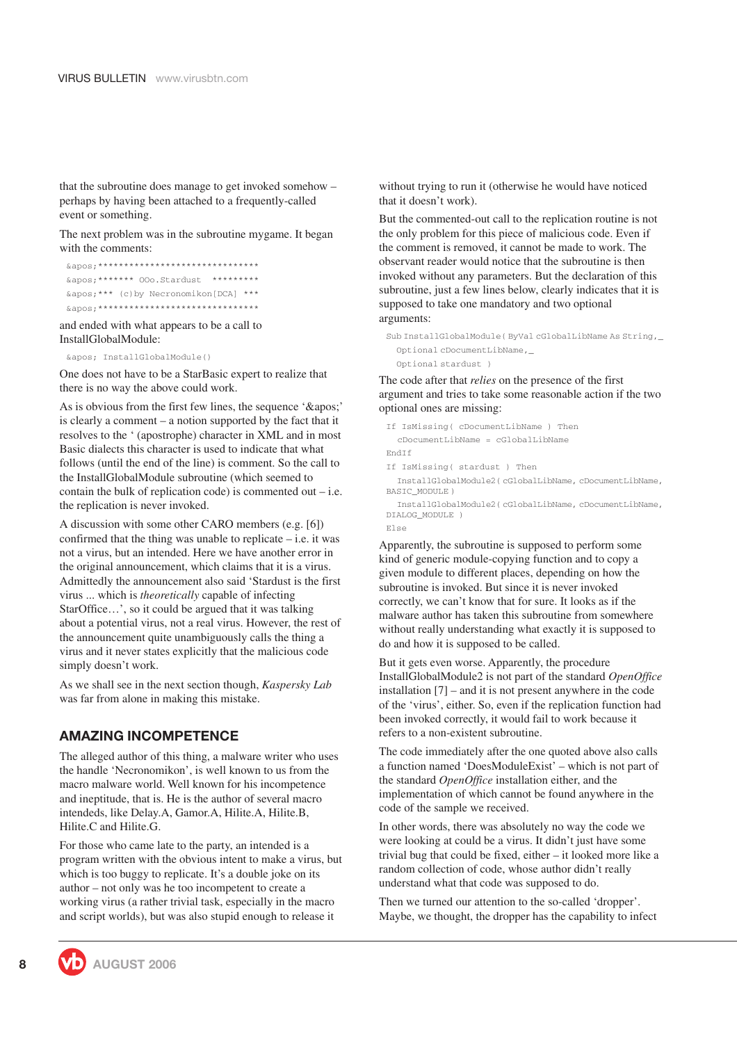that the subroutine does manage to get invoked somehow – perhaps by having been attached to a frequently-called event or something.

The next problem was in the subroutine mygame. It began with the comments:

```
&apos;*******************************
&apos;******* OOo.Stardust  *********
&apos;*** (c)by Necronomikon[DCA] ***
&apos;*******************************
```

and ended with what appears to be a call to InstallGlobalModule:

```
&apos; InstallGlobalModule()
```

One does not have to be a StarBasic expert to realize that there is no way the above could work.

As is obvious from the first few lines, the sequence '&apos;' is clearly a comment – a notion supported by the fact that it resolves to the ' (apostrophe) character in XML and in most Basic dialects this character is used to indicate that what follows (until the end of the line) is comment. So the call to the InstallGlobalModule subroutine (which seemed to contain the bulk of replication code) is commented out – i.e. the replication is never invoked.

A discussion with some other CARO members (e.g. [6]) confirmed that the thing was unable to replicate – i.e. it was not a virus, but an intended. Here we have another error in the original announcement, which claims that it is a virus. Admittedly the announcement also said 'Stardust is the first virus ... which is *theoretically* capable of infecting StarOffice…', so it could be argued that it was talking about a potential virus, not a real virus. However, the rest of the announcement quite unambiguously calls the thing a virus and it never states explicitly that the malicious code simply doesn't work.

As we shall see in the next section though, *Kaspersky Lab* was far from alone in making this mistake.

## AMAZING INCOMPETENCE

The alleged author of this thing, a malware writer who uses the handle 'Necronomikon', is well known to us from the macro malware world. Well known for his incompetence and ineptitude, that is. He is the author of several macro intendeds, like Delay.A, Gamor.A, Hilite.A, Hilite.B, Hilite.C and Hilite.G.

For those who came late to the party, an intended is a program written with the obvious intent to make a virus, but which is too buggy to replicate. It's a double joke on its author – not only was he too incompetent to create a working virus (a rather trivial task, especially in the macro and script worlds), but was also stupid enough to release it without trying to run it (otherwise he would have noticed that it doesn't work).

But the commented-out call to the replication routine is not the only problem for this piece of malicious code. Even if the comment is removed, it cannot be made to work. The observant reader would notice that the subroutine is then invoked without any parameters. But the declaration of this subroutine, just a few lines below, clearly indicates that it is supposed to take one mandatory and two optional arguments:

```
Sub InstallGlobalModule( ByVal cGlobalLibName As String,_
   Optional cDocumentLibName,_
   Optional stardust )
```

The code after that *relies* on the presence of the first argument and tries to take some reasonable action if the two optional ones are missing:

```
If IsMissing( cDocumentLibName ) Then
   cDocumentLibName = cGlobalLibName
EndIf
If IsMissing( stardust ) Then
   InstallGlobalModule2( cGlobalLibName, cDocumentLibName,
BASIC_MODULE )
   InstallGlobalModule2( cGlobalLibName, cDocumentLibName,
DIALOG_MODULE )
Else
```

Apparently, the subroutine is supposed to perform some kind of generic module-copying function and to copy a given module to different places, depending on how the subroutine is invoked. But since it is never invoked correctly, we can't know that for sure. It looks as if the malware author has taken this subroutine from somewhere without really understanding what exactly it is supposed to do and how it is supposed to be called.

But it gets even worse. Apparently, the procedure InstallGlobalModule2 is not part of the standard *OpenOffice* installation [7] – and it is not present anywhere in the code of the 'virus', either. So, even if the replication function had been invoked correctly, it would fail to work because it refers to a non-existent subroutine.

The code immediately after the one quoted above also calls a function named 'DoesModuleExist' – which is not part of the standard *OpenOffice* installation either, and the implementation of which cannot be found anywhere in the code of the sample we received.

In other words, there was absolutely no way the code we were looking at could be a virus. It didn't just have some trivial bug that could be fixed, either – it looked more like a random collection of code, whose author didn't really understand what that code was supposed to do.

Then we turned our attention to the so-called 'dropper'. Maybe, we thought, the dropper has the capability to infect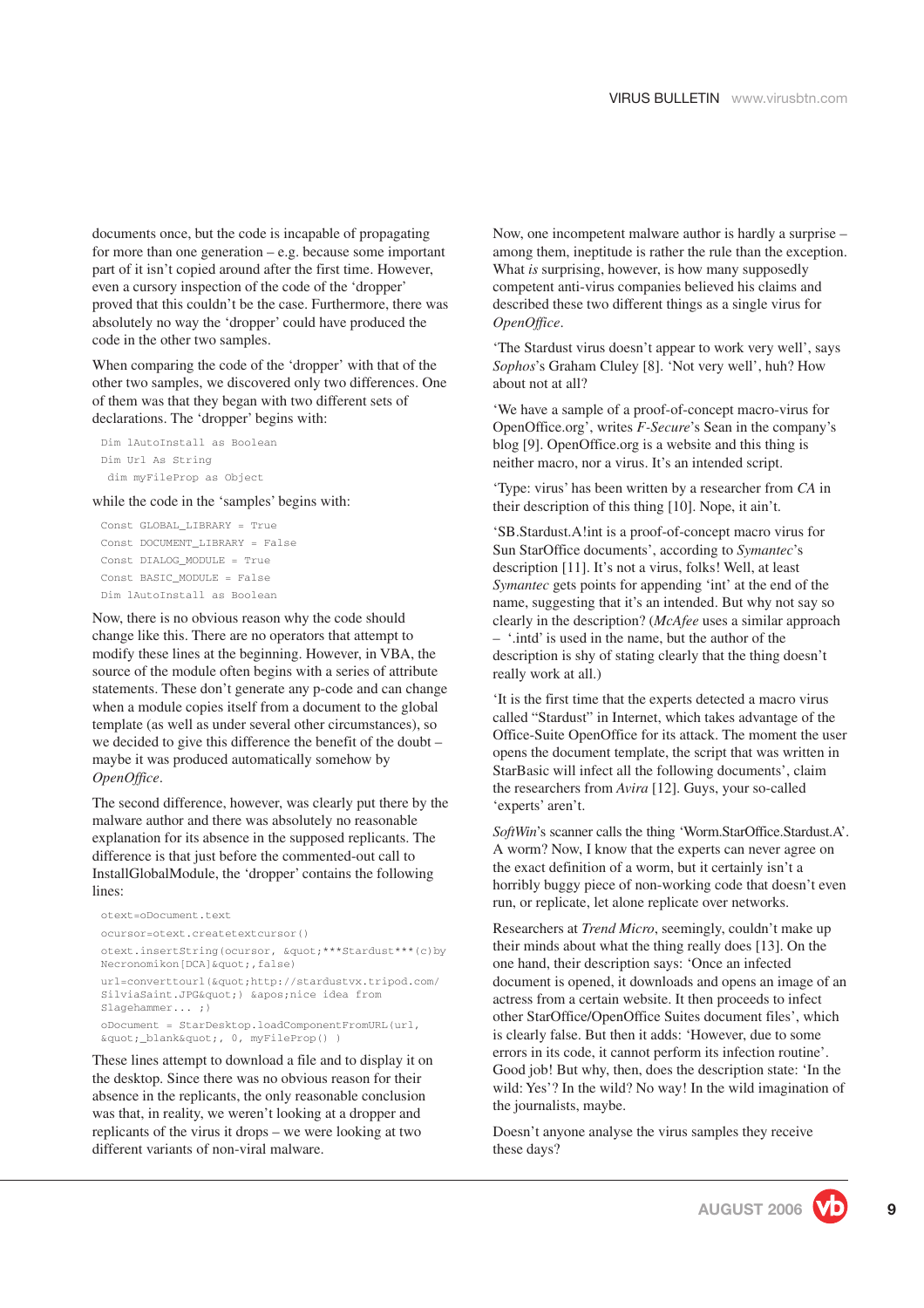documents once, but the code is incapable of propagating for more than one generation – e.g. because some important part of it isn't copied around after the first time. However, even a cursory inspection of the code of the 'dropper' proved that this couldn't be the case. Furthermore, there was absolutely no way the 'dropper' could have produced the code in the other two samples.

When comparing the code of the 'dropper' with that of the other two samples, we discovered only two differences. One of them was that they began with two different sets of declarations. The 'dropper' begins with:

```
Dim lAutoInstall as Boolean
Dim Url As String
 dim myFileProp as Object
```

while the code in the 'samples' begins with:

```
Const GLOBAL_LIBRARY = True
Const DOCUMENT_LIBRARY = False
Const DIALOG_MODULE = True
Const BASIC_MODULE = False
Dim lAutoInstall as Boolean
```

Now, there is no obvious reason why the code should change like this. There are no operators that attempt to modify these lines at the beginning. However, in VBA, the source of the module often begins with a series of attribute statements. These don't generate any p-code and can change when a module copies itself from a document to the global template (as well as under several other circumstances), so we decided to give this difference the benefit of the doubt – maybe it was produced automatically somehow by *OpenOffice*.

The second difference, however, was clearly put there by the malware author and there was absolutely no reasonable explanation for its absence in the supposed replicants. The difference is that just before the commented-out call to InstallGlobalModule, the 'dropper' contains the following lines:

```
otext=oDocument.text
ocursor=otext.createtextcursor()
otext.insertString(ocursor, &quot;***Stardust***(c)by Necronomikon[DCA]&quot;,false)
url=converttourl(&quot;http://stardustvx.tripod.com/SilviaSaint.JPG&quot;) &apos;nice idea from Slagehammer... ;)
oDocument = StarDesktop.loadComponentFromURL(url, &quot;_blank&quot;, 0, myFileProp() )
```

These lines attempt to download a file and to display it on the desktop. Since there was no obvious reason for their absence in the replicants, the only reasonable conclusion was that, in reality, we weren't looking at a dropper and replicants of the virus it drops – we were looking at two different variants of non-viral malware.

Now, one incompetent malware author is hardly a surprise – among them, ineptitude is rather the rule than the exception. What *is* surprising, however, is how many supposedly competent anti-virus companies believed his claims and described these two different things as a single virus for *OpenOffice*.

'The Stardust virus doesn't appear to work very well', says *Sophos*'s Graham Cluley [8]. 'Not very well', huh? How about not at all?

'We have a sample of a proof-of-concept macro-virus for OpenOffice.org', writes *F-Secure*'s Sean in the company's blog [9]. OpenOffice.org is a website and this thing is neither macro, nor a virus. It's an intended script.

'Type: virus' has been written by a researcher from *CA* in their description of this thing [10]. Nope, it ain't.

'SB.Stardust.A!int is a proof-of-concept macro virus for Sun StarOffice documents', according to *Symantec*'s description [11]. It's not a virus, folks! Well, at least *Symantec* gets points for appending 'int' at the end of the name, suggesting that it's an intended. But why not say so clearly in the description? (*McAfee* uses a similar approach – '.intd' is used in the name, but the author of the description is shy of stating clearly that the thing doesn't really work at all.)

'It is the first time that the experts detected a macro virus called "Stardust" in Internet, which takes advantage of the Office-Suite OpenOffice for its attack. The moment the user opens the document template, the script that was written in StarBasic will infect all the following documents', claim the researchers from *Avira* [12]. Guys, your so-called 'experts' aren't.

*SoftWin*'s scanner calls the thing 'Worm.StarOffice.Stardust.A'. A worm? Now, I know that the experts can never agree on the exact definition of a worm, but it certainly isn't a horribly buggy piece of non-working code that doesn't even run, or replicate, let alone replicate over networks.

Researchers at *Trend Micro*, seemingly, couldn't make up their minds about what the thing really does [13]. On the one hand, their description says: 'Once an infected document is opened, it downloads and opens an image of an actress from a certain website. It then proceeds to infect other StarOffice/OpenOffice Suites document files', which is clearly false. But then it adds: 'However, due to some errors in its code, it cannot perform its infection routine'. Good job! But why, then, does the description state: 'In the wild: Yes'? In the wild? No way! In the wild imagination of the journalists, maybe.

Doesn't anyone analyse the virus samples they receive these days?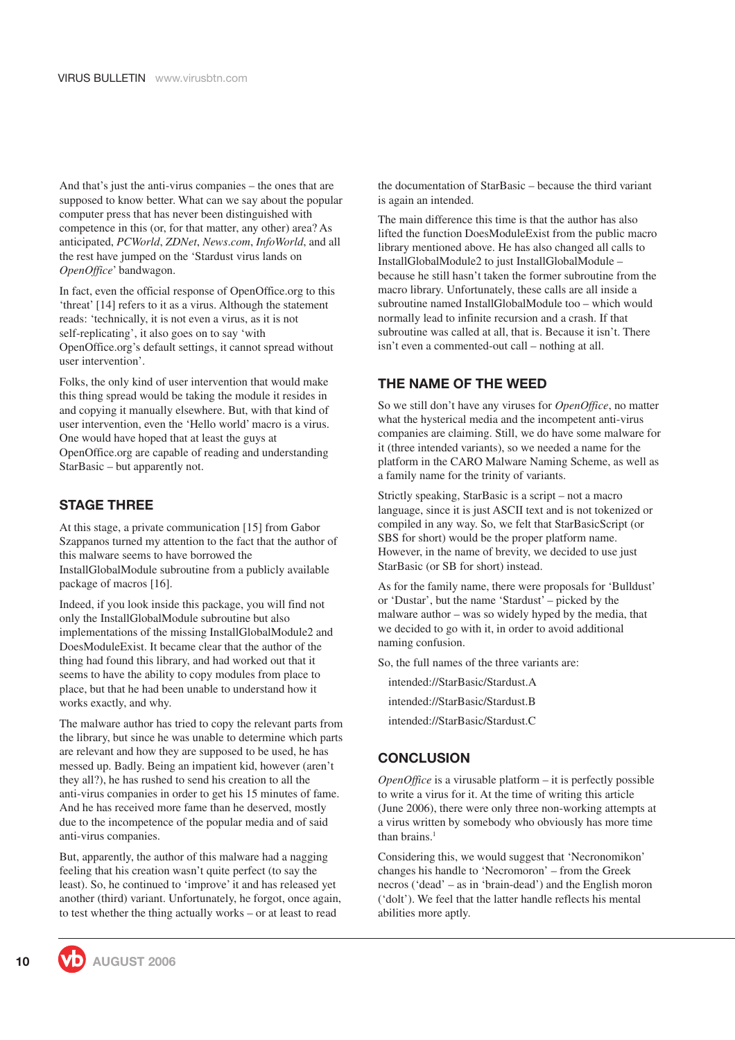And that's just the anti-virus companies – the ones that are supposed to know better. What can we say about the popular computer press that has never been distinguished with competence in this (or, for that matter, any other) area? As anticipated, *PCWorld*, *ZDNet*, *News.com*, *InfoWorld*, and all the rest have jumped on the 'Stardust virus lands on *OpenOffice*' bandwagon.

In fact, even the official response of OpenOffice.org to this 'threat' [14] refers to it as a virus. Although the statement reads: 'technically, it is not even a virus, as it is not self-replicating', it also goes on to say 'with OpenOffice.org's default settings, it cannot spread without user intervention'.

Folks, the only kind of user intervention that would make this thing spread would be taking the module it resides in and copying it manually elsewhere. But, with that kind of user intervention, even the 'Hello world' macro is a virus. One would have hoped that at least the guys at OpenOffice.org are capable of reading and understanding StarBasic – but apparently not.

## STAGE THREE

At this stage, a private communication [15] from Gabor Szappanos turned my attention to the fact that the author of this malware seems to have borrowed the InstallGlobalModule subroutine from a publicly available package of macros [16].

Indeed, if you look inside this package, you will find not only the InstallGlobalModule subroutine but also implementations of the missing InstallGlobalModule2 and DoesModuleExist. It became clear that the author of the thing had found this library, and had worked out that it seems to have the ability to copy modules from place to place, but that he had been unable to understand how it works exactly, and why.

The malware author has tried to copy the relevant parts from the library, but since he was unable to determine which parts are relevant and how they are supposed to be used, he has messed up. Badly. Being an impatient kid, however (aren't they all?), he has rushed to send his creation to all the anti-virus companies in order to get his 15 minutes of fame. And he has received more fame than he deserved, mostly due to the incompetence of the popular media and of said anti-virus companies.

But, apparently, the author of this malware had a nagging feeling that his creation wasn't quite perfect (to say the least). So, he continued to 'improve' it and has released yet another (third) variant. Unfortunately, he forgot, once again, to test whether the thing actually works – or at least to read the documentation of StarBasic – because the third variant is again an intended.

The main difference this time is that the author has also lifted the function DoesModuleExist from the public macro library mentioned above. He has also changed all calls to InstallGlobalModule2 to just InstallGlobalModule – because he still hasn't taken the former subroutine from the macro library. Unfortunately, these calls are all inside a subroutine named InstallGlobalModule too – which would normally lead to infinite recursion and a crash. If that subroutine was called at all, that is. Because it isn't. There isn't even a commented-out call – nothing at all.

## THE NAME OF THE WEED

So we still don't have any viruses for *OpenOffice*, no matter what the hysterical media and the incompetent anti-virus companies are claiming. Still, we do have some malware for it (three intended variants), so we needed a name for the platform in the CARO Malware Naming Scheme, as well as a family name for the trinity of variants.

Strictly speaking, StarBasic is a script – not a macro language, since it is just ASCII text and is not tokenized or compiled in any way. So, we felt that StarBasicScript (or SBS for short) would be the proper platform name. However, in the name of brevity, we decided to use just StarBasic (or SB for short) instead.

As for the family name, there were proposals for 'Bulldust' or 'Dustar', but the name 'Stardust' – picked by the malware author – was so widely hyped by the media, that we decided to go with it, in order to avoid additional naming confusion.

So, the full names of the three variants are:

intended://StarBasic/Stardust.A

intended://StarBasic/Stardust.B

intended://StarBasic/Stardust.C

## CONCLUSION

*OpenOffice* is a virusable platform – it is perfectly possible to write a virus for it. At the time of writing this article (June 2006), there were only three non-working attempts at a virus written by somebody who obviously has more time than brains.[1]

Considering this, we would suggest that 'Necronomikon' changes his handle to 'Necromoron' – from the Greek necros ('dead' – as in 'brain-dead') and the English moron ('dolt'). We feel that the latter handle reflects his mental abilities more aptly.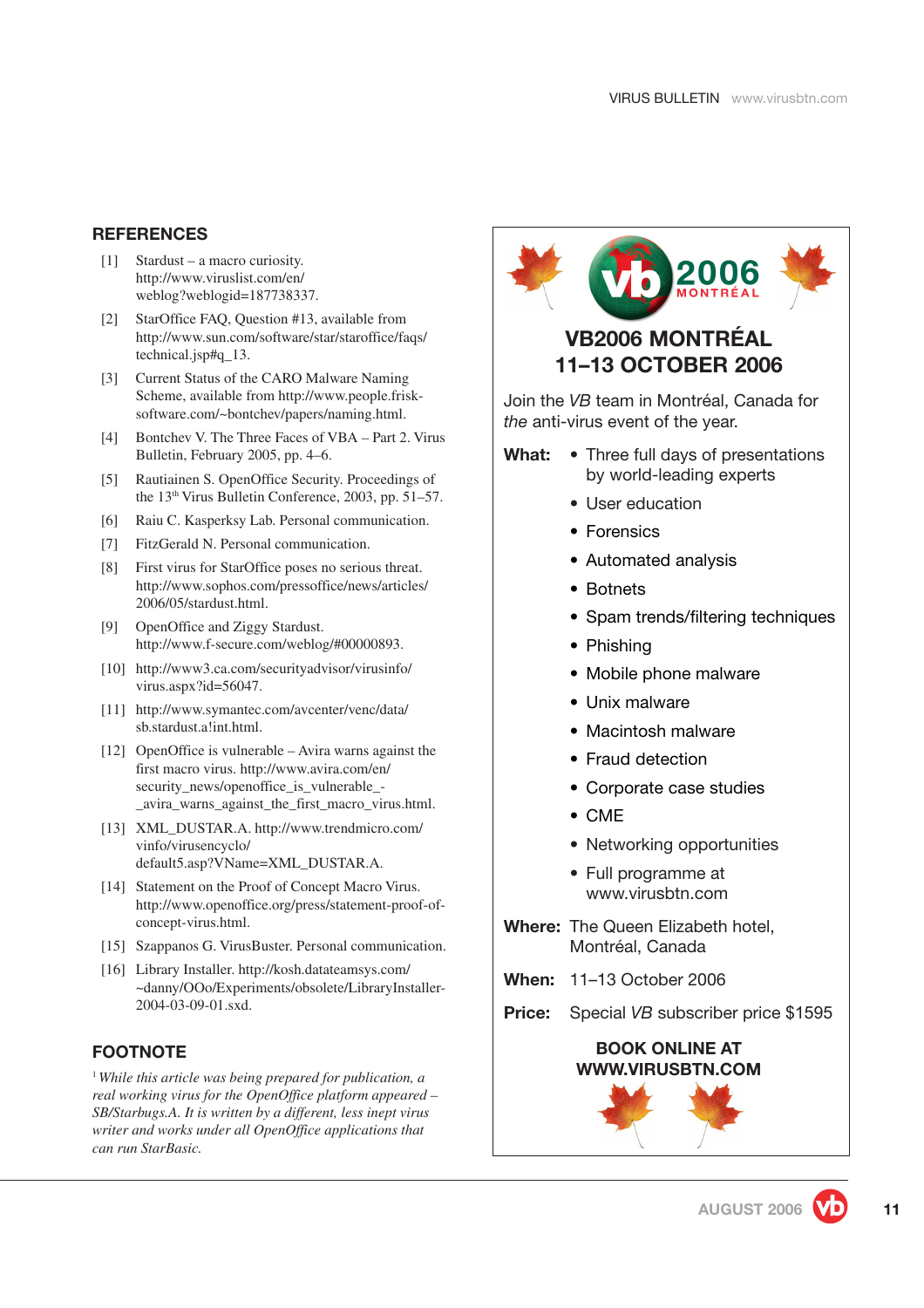## REFERENCES

[1] Stardust – a macro curiosity. http://www.viruslist.com/en/weblog?weblogid=187738337.

[2] StarOffice FAQ, Question #13, available from http://www.sun.com/software/star/staroffice/faqs/technical.jsp#q_13.

[3] Current Status of the CARO Malware Naming Scheme, available from http://www.people.frisk-software.com/~bontchev/papers/naming.html.

[4] Bontchev V. The Three Faces of VBA – Part 2. Virus Bulletin, February 2005, pp. 4–6.

[5] Rautiainen S. OpenOffice Security. Proceedings of the 13th Virus Bulletin Conference, 2003, pp. 51–57.

[6] Raiu C. Kasperksy Lab. Personal communication.

[7] FitzGerald N. Personal communication.

[8] First virus for StarOffice poses no serious threat. http://www.sophos.com/pressoffice/news/articles/2006/05/stardust.html.

[9] OpenOffice and Ziggy Stardust. http://www.f-secure.com/weblog/#00000893.

[10] http://www3.ca.com/securityadvisor/virusinfo/virus.aspx?id=56047.

[11] http://www.symantec.com/avcenter/venc/data/sb.stardust.a!int.html.

[12] OpenOffice is vulnerable – Avira warns against the first macro virus. http://www.avira.com/en/security_news/openoffice_is_vulnerable_-_avira_warns_against_the_first_macro_virus.html.

[13] XML_DUSTAR.A. http://www.trendmicro.com/vinfo/virusencyclo/default5.asp?VName=XML_DUSTAR.A.

[14] Statement on the Proof of Concept Macro Virus. http://www.openoffice.org/press/statement-proof-of-concept-virus.html.

[15] Szappanos G. VirusBuster. Personal communication.

[16] Library Installer. http://kosh.datateamsys.com/~danny/OOo/Experiments/obsolete/LibraryInstaller-2004-03-09-01.sxd.

## FOOTNOTE

[1] *While this article was being prepared for publication, a real working virus for the OpenOffice platform appeared – SB/Starbugs.A. It is written by a different, less inept virus writer and works under all OpenOffice applications that can run StarBasic.*

---

vb2006 MONTRÉAL

## VB2006 MONTRÉAL 11–13 OCTOBER 2006

Join the *VB* team in Montréal, Canada for *the* anti-virus event of the year.

**What:**
- Three full days of presentations by world-leading experts
- User education
- Forensics
- Automated analysis
- Botnets
- Spam trends/filtering techniques
- Phishing
- Mobile phone malware
- Unix malware
- Macintosh malware
- Fraud detection
- Corporate case studies
- CME
- Networking opportunities
- Full programme at www.virusbtn.com

**Where:** The Queen Elizabeth hotel, Montréal, Canada

**When:** 11–13 October 2006

**Price:** Special *VB* subscriber price $1595

**BOOK ONLINE AT WWW.VIRUSBTN.COM**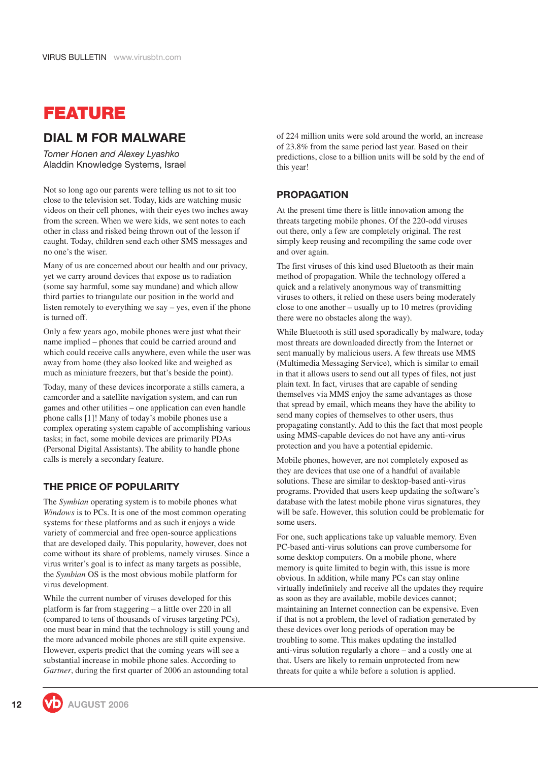# FEATURE

## DIAL M FOR MALWARE

*Tomer Honen and Alexey Lyashko*
Aladdin Knowledge Systems, Israel

Not so long ago our parents were telling us not to sit too close to the television set. Today, kids are watching music videos on their cell phones, with their eyes two inches away from the screen. When we were kids, we sent notes to each other in class and risked being thrown out of the lesson if caught. Today, children send each other SMS messages and no one's the wiser.

Many of us are concerned about our health and our privacy, yet we carry around devices that expose us to radiation (some say harmful, some say mundane) and which allow third parties to triangulate our position in the world and listen remotely to everything we say – yes, even if the phone is turned off.

Only a few years ago, mobile phones were just what their name implied – phones that could be carried around and which could receive calls anywhere, even while the user was away from home (they also looked like and weighed as much as miniature freezers, but that's beside the point).

Today, many of these devices incorporate a stills camera, a camcorder and a satellite navigation system, and can run games and other utilities – one application can even handle phone calls [1]! Many of today's mobile phones use a complex operating system capable of accomplishing various tasks; in fact, some mobile devices are primarily PDAs (Personal Digital Assistants). The ability to handle phone calls is merely a secondary feature.

### THE PRICE OF POPULARITY

The *Symbian* operating system is to mobile phones what *Windows* is to PCs. It is one of the most common operating systems for these platforms and as such it enjoys a wide variety of commercial and free open-source applications that are developed daily. This popularity, however, does not come without its share of problems, namely viruses. Since a virus writer's goal is to infect as many targets as possible, the *Symbian* OS is the most obvious mobile platform for virus development.

While the current number of viruses developed for this platform is far from staggering – a little over 220 in all (compared to tens of thousands of viruses targeting PCs), one must bear in mind that the technology is still young and the more advanced mobile phones are still quite expensive. However, experts predict that the coming years will see a substantial increase in mobile phone sales. According to *Gartner*, during the first quarter of 2006 an astounding total of 224 million units were sold around the world, an increase of 23.8% from the same period last year. Based on their predictions, close to a billion units will be sold by the end of this year!

### PROPAGATION

At the present time there is little innovation among the threats targeting mobile phones. Of the 220-odd viruses out there, only a few are completely original. The rest simply keep reusing and recompiling the same code over and over again.

The first viruses of this kind used Bluetooth as their main method of propagation. While the technology offered a quick and a relatively anonymous way of transmitting viruses to others, it relied on these users being moderately close to one another – usually up to 10 metres (providing there were no obstacles along the way).

While Bluetooth is still used sporadically by malware, today most threats are downloaded directly from the Internet or sent manually by malicious users. A few threats use MMS (Multimedia Messaging Service), which is similar to email in that it allows users to send out all types of files, not just plain text. In fact, viruses that are capable of sending themselves via MMS enjoy the same advantages as those that spread by email, which means they have the ability to send many copies of themselves to other users, thus propagating constantly. Add to this the fact that most people using MMS-capable devices do not have any anti-virus protection and you have a potential epidemic.

Mobile phones, however, are not completely exposed as they are devices that use one of a handful of available solutions. These are similar to desktop-based anti-virus programs. Provided that users keep updating the software's database with the latest mobile phone virus signatures, they will be safe. However, this solution could be problematic for some users.

For one, such applications take up valuable memory. Even PC-based anti-virus solutions can prove cumbersome for some desktop computers. On a mobile phone, where memory is quite limited to begin with, this issue is more obvious. In addition, while many PCs can stay online virtually indefinitely and receive all the updates they require as soon as they are available, mobile devices cannot; maintaining an Internet connection can be expensive. Even if that is not a problem, the level of radiation generated by these devices over long periods of operation may be troubling to some. This makes updating the installed anti-virus solution regularly a chore – and a costly one at that. Users are likely to remain unprotected from new threats for quite a while before a solution is applied.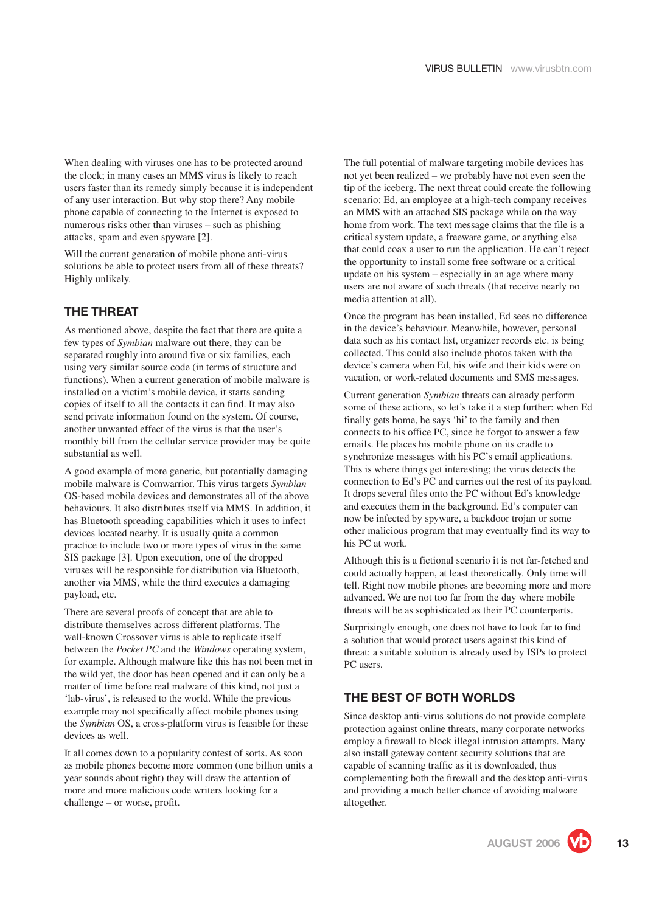When dealing with viruses one has to be protected around the clock; in many cases an MMS virus is likely to reach users faster than its remedy simply because it is independent of any user interaction. But why stop there? Any mobile phone capable of connecting to the Internet is exposed to numerous risks other than viruses – such as phishing attacks, spam and even spyware [2].

Will the current generation of mobile phone anti-virus solutions be able to protect users from all of these threats? Highly unlikely.

## THE THREAT

As mentioned above, despite the fact that there are quite a few types of *Symbian* malware out there, they can be separated roughly into around five or six families, each using very similar source code (in terms of structure and functions). When a current generation of mobile malware is installed on a victim's mobile device, it starts sending copies of itself to all the contacts it can find. It may also send private information found on the system. Of course, another unwanted effect of the virus is that the user's monthly bill from the cellular service provider may be quite substantial as well.

A good example of more generic, but potentially damaging mobile malware is Comwarrior. This virus targets *Symbian* OS-based mobile devices and demonstrates all of the above behaviours. It also distributes itself via MMS. In addition, it has Bluetooth spreading capabilities which it uses to infect devices located nearby. It is usually quite a common practice to include two or more types of virus in the same SIS package [3]. Upon execution, one of the dropped viruses will be responsible for distribution via Bluetooth, another via MMS, while the third executes a damaging payload, etc.

There are several proofs of concept that are able to distribute themselves across different platforms. The well-known Crossover virus is able to replicate itself between the *Pocket PC* and the *Windows* operating system, for example. Although malware like this has not been met in the wild yet, the door has been opened and it can only be a matter of time before real malware of this kind, not just a 'lab-virus', is released to the world. While the previous example may not specifically affect mobile phones using the *Symbian* OS, a cross-platform virus is feasible for these devices as well.

It all comes down to a popularity contest of sorts. As soon as mobile phones become more common (one billion units a year sounds about right) they will draw the attention of more and more malicious code writers looking for a challenge – or worse, profit.

The full potential of malware targeting mobile devices has not yet been realized – we probably have not even seen the tip of the iceberg. The next threat could create the following scenario: Ed, an employee at a high-tech company receives an MMS with an attached SIS package while on the way home from work. The text message claims that the file is a critical system update, a freeware game, or anything else that could coax a user to run the application. He can't reject the opportunity to install some free software or a critical update on his system – especially in an age where many users are not aware of such threats (that receive nearly no media attention at all).

Once the program has been installed, Ed sees no difference in the device's behaviour. Meanwhile, however, personal data such as his contact list, organizer records etc. is being collected. This could also include photos taken with the device's camera when Ed, his wife and their kids were on vacation, or work-related documents and SMS messages.

Current generation *Symbian* threats can already perform some of these actions, so let's take it a step further: when Ed finally gets home, he says 'hi' to the family and then connects to his office PC, since he forgot to answer a few emails. He places his mobile phone on its cradle to synchronize messages with his PC's email applications. This is where things get interesting; the virus detects the connection to Ed's PC and carries out the rest of its payload. It drops several files onto the PC without Ed's knowledge and executes them in the background. Ed's computer can now be infected by spyware, a backdoor trojan or some other malicious program that may eventually find its way to his PC at work.

Although this is a fictional scenario it is not far-fetched and could actually happen, at least theoretically. Only time will tell. Right now mobile phones are becoming more and more advanced. We are not too far from the day where mobile threats will be as sophisticated as their PC counterparts.

Surprisingly enough, one does not have to look far to find a solution that would protect users against this kind of threat: a suitable solution is already used by ISPs to protect PC users.

## THE BEST OF BOTH WORLDS

Since desktop anti-virus solutions do not provide complete protection against online threats, many corporate networks employ a firewall to block illegal intrusion attempts. Many also install gateway content security solutions that are capable of scanning traffic as it is downloaded, thus complementing both the firewall and the desktop anti-virus and providing a much better chance of avoiding malware altogether.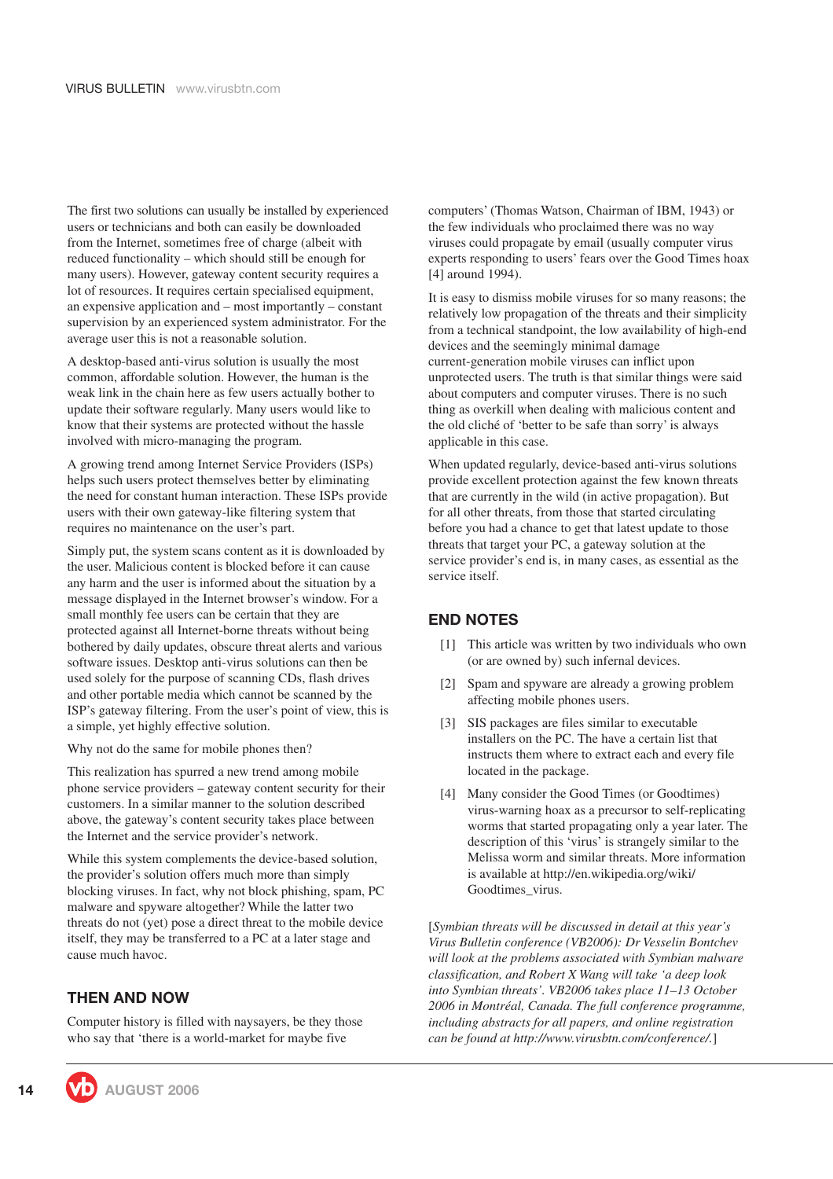The first two solutions can usually be installed by experienced users or technicians and both can easily be downloaded from the Internet, sometimes free of charge (albeit with reduced functionality – which should still be enough for many users). However, gateway content security requires a lot of resources. It requires certain specialised equipment, an expensive application and – most importantly – constant supervision by an experienced system administrator. For the average user this is not a reasonable solution.

A desktop-based anti-virus solution is usually the most common, affordable solution. However, the human is the weak link in the chain here as few users actually bother to update their software regularly. Many users would like to know that their systems are protected without the hassle involved with micro-managing the program.

A growing trend among Internet Service Providers (ISPs) helps such users protect themselves better by eliminating the need for constant human interaction. These ISPs provide users with their own gateway-like filtering system that requires no maintenance on the user's part.

Simply put, the system scans content as it is downloaded by the user. Malicious content is blocked before it can cause any harm and the user is informed about the situation by a message displayed in the Internet browser's window. For a small monthly fee users can be certain that they are protected against all Internet-borne threats without being bothered by daily updates, obscure threat alerts and various software issues. Desktop anti-virus solutions can then be used solely for the purpose of scanning CDs, flash drives and other portable media which cannot be scanned by the ISP's gateway filtering. From the user's point of view, this is a simple, yet highly effective solution.

Why not do the same for mobile phones then?

This realization has spurred a new trend among mobile phone service providers – gateway content security for their customers. In a similar manner to the solution described above, the gateway's content security takes place between the Internet and the service provider's network.

While this system complements the device-based solution, the provider's solution offers much more than simply blocking viruses. In fact, why not block phishing, spam, PC malware and spyware altogether? While the latter two threats do not (yet) pose a direct threat to the mobile device itself, they may be transferred to a PC at a later stage and cause much havoc.

## THEN AND NOW

Computer history is filled with naysayers, be they those who say that 'there is a world-market for maybe five computers' (Thomas Watson, Chairman of IBM, 1943) or the few individuals who proclaimed there was no way viruses could propagate by email (usually computer virus experts responding to users' fears over the Good Times hoax [4] around 1994).

It is easy to dismiss mobile viruses for so many reasons; the relatively low propagation of the threats and their simplicity from a technical standpoint, the low availability of high-end devices and the seemingly minimal damage current-generation mobile viruses can inflict upon unprotected users. The truth is that similar things were said about computers and computer viruses. There is no such thing as overkill when dealing with malicious content and the old cliché of 'better to be safe than sorry' is always applicable in this case.

When updated regularly, device-based anti-virus solutions provide excellent protection against the few known threats that are currently in the wild (in active propagation). But for all other threats, from those that started circulating before you had a chance to get that latest update to those threats that target your PC, a gateway solution at the service provider's end is, in many cases, as essential as the service itself.

## END NOTES

[1] This article was written by two individuals who own (or are owned by) such infernal devices.

[2] Spam and spyware are already a growing problem affecting mobile phones users.

[3] SIS packages are files similar to executable installers on the PC. The have a certain list that instructs them where to extract each and every file located in the package.

[4] Many consider the Good Times (or Goodtimes) virus-warning hoax as a precursor to self-replicating worms that started propagating only a year later. The description of this 'virus' is strangely similar to the Melissa worm and similar threats. More information is available at http://en.wikipedia.org/wiki/Goodtimes_virus.

[*Symbian threats will be discussed in detail at this year's Virus Bulletin conference (VB2006): Dr Vesselin Bontchev will look at the problems associated with Symbian malware classification, and Robert X Wang will take 'a deep look into Symbian threats'. VB2006 takes place 11–13 October 2006 in Montréal, Canada. The full conference programme, including abstracts for all papers, and online registration can be found at http://www.virusbtn.com/conference/.*]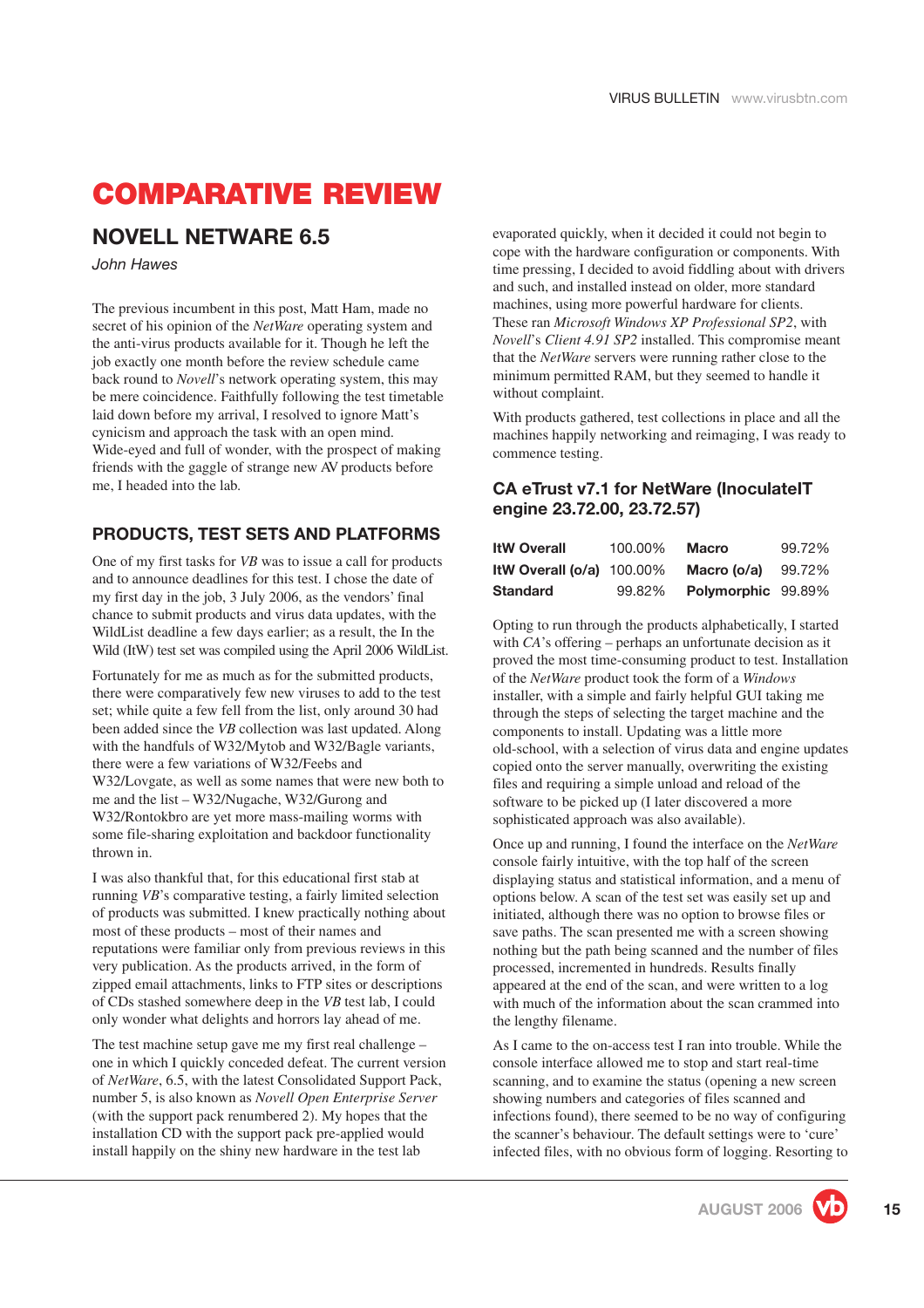# COMPARATIVE REVIEW

## NOVELL NETWARE 6.5

*John Hawes*

The previous incumbent in this post, Matt Ham, made no secret of his opinion of the *NetWare* operating system and the anti-virus products available for it. Though he left the job exactly one month before the review schedule came back round to *Novell*'s network operating system, this may be mere coincidence. Faithfully following the test timetable laid down before my arrival, I resolved to ignore Matt's cynicism and approach the task with an open mind. Wide-eyed and full of wonder, with the prospect of making friends with the gaggle of strange new AV products before me, I headed into the lab.

### PRODUCTS, TEST SETS AND PLATFORMS

One of my first tasks for *VB* was to issue a call for products and to announce deadlines for this test. I chose the date of my first day in the job, 3 July 2006, as the vendors' final chance to submit products and virus data updates, with the WildList deadline a few days earlier; as a result, the In the Wild (ItW) test set was compiled using the April 2006 WildList.

Fortunately for me as much as for the submitted products, there were comparatively few new viruses to add to the test set; while quite a few fell from the list, only around 30 had been added since the *VB* collection was last updated. Along with the handfuls of W32/Mytob and W32/Bagle variants, there were a few variations of W32/Feebs and W32/Lovgate, as well as some names that were new both to me and the list – W32/Nugache, W32/Gurong and W32/Rontokbro are yet more mass-mailing worms with some file-sharing exploitation and backdoor functionality thrown in.

I was also thankful that, for this educational first stab at running *VB*'s comparative testing, a fairly limited selection of products was submitted. I knew practically nothing about most of these products – most of their names and reputations were familiar only from previous reviews in this very publication. As the products arrived, in the form of zipped email attachments, links to FTP sites or descriptions of CDs stashed somewhere deep in the *VB* test lab, I could only wonder what delights and horrors lay ahead of me.

The test machine setup gave me my first real challenge – one in which I quickly conceded defeat. The current version of *NetWare*, 6.5, with the latest Consolidated Support Pack, number 5, is also known as *Novell Open Enterprise Server* (with the support pack renumbered 2). My hopes that the installation CD with the support pack pre-applied would install happily on the shiny new hardware in the test lab evaporated quickly, when it decided it could not begin to cope with the hardware configuration or components. With time pressing, I decided to avoid fiddling about with drivers and such, and installed instead on older, more standard machines, using more powerful hardware for clients. These ran *Microsoft Windows XP Professional SP2*, with *Novell*'s *Client 4.91 SP2* installed. This compromise meant that the *NetWare* servers were running rather close to the minimum permitted RAM, but they seemed to handle it without complaint.

With products gathered, test collections in place and all the machines happily networking and reimaging, I was ready to commence testing.

### CA eTrust v7.1 for NetWare (InoculateIT engine 23.72.00, 23.72.57)

| | | | |
|---|---|---|---|
| **ItW Overall** | 100.00% | **Macro** | 99.72% |
| **ItW Overall (o/a)** | 100.00% | **Macro (o/a)** | 99.72% |
| **Standard** | 99.82% | **Polymorphic** | 99.89% |

Opting to run through the products alphabetically, I started with *CA*'s offering – perhaps an unfortunate decision as it proved the most time-consuming product to test. Installation of the *NetWare* product took the form of a *Windows* installer, with a simple and fairly helpful GUI taking me through the steps of selecting the target machine and the components to install. Updating was a little more old-school, with a selection of virus data and engine updates copied onto the server manually, overwriting the existing files and requiring a simple unload and reload of the software to be picked up (I later discovered a more sophisticated approach was also available).

Once up and running, I found the interface on the *NetWare* console fairly intuitive, with the top half of the screen displaying status and statistical information, and a menu of options below. A scan of the test set was easily set up and initiated, although there was no option to browse files or save paths. The scan presented me with a screen showing nothing but the path being scanned and the number of files processed, incremented in hundreds. Results finally appeared at the end of the scan, and were written to a log with much of the information about the scan crammed into the lengthy filename.

As I came to the on-access test I ran into trouble. While the console interface allowed me to stop and start real-time scanning, and to examine the status (opening a new screen showing numbers and categories of files scanned and infections found), there seemed to be no way of configuring the scanner's behaviour. The default settings were to 'cure' infected files, with no obvious form of logging. Resorting to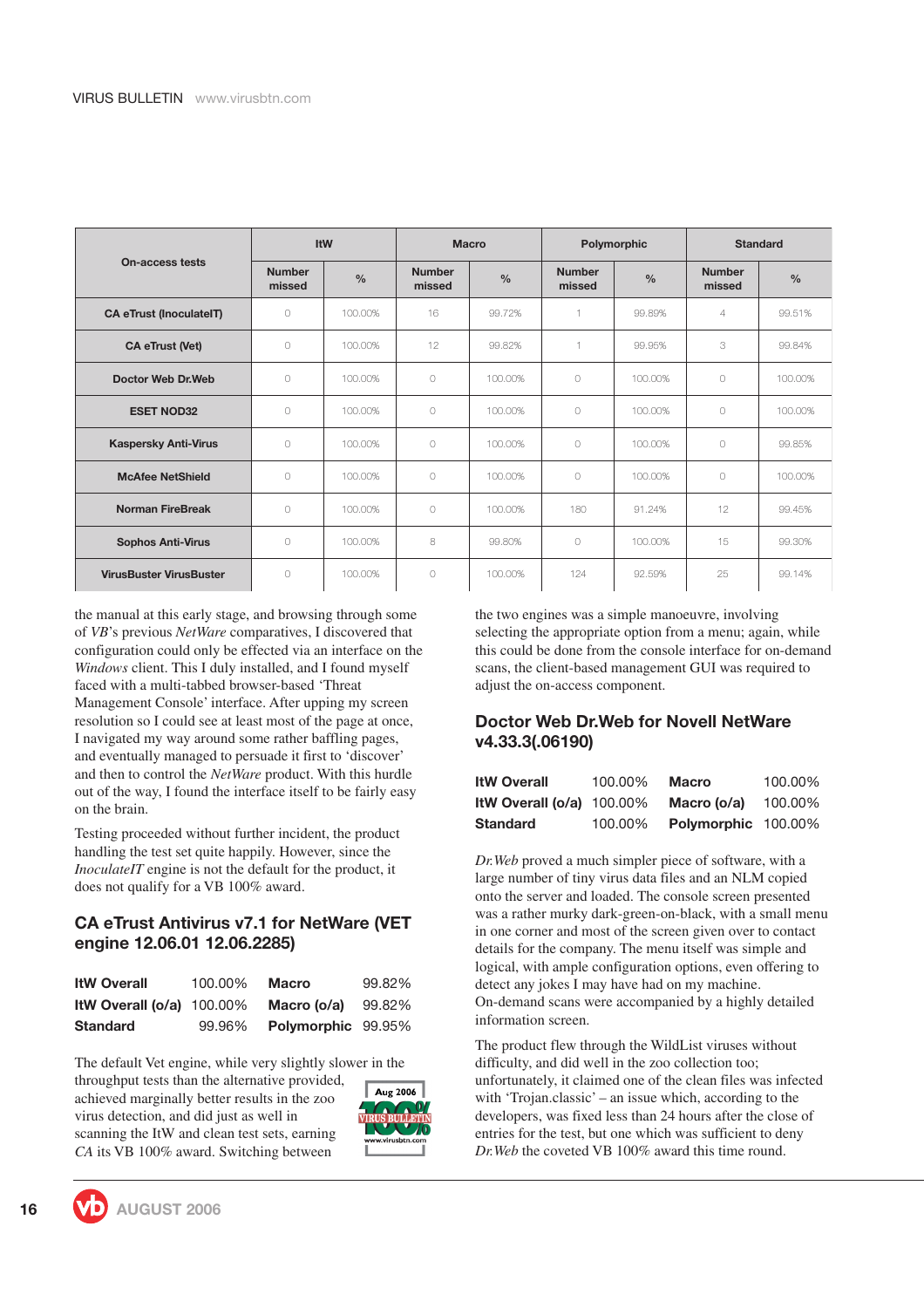| On-access tests | ItW | | Macro | | Polymorphic | | Standard | |
|---|---|---|---|---|---|---|---|---|
| | Number missed | % | Number missed | % | Number missed | % | Number missed | % |
| CA eTrust (InoculateIT) | 0 | 100.00% | 16 | 99.72% | 1 | 99.89% | 4 | 99.51% |
| CA eTrust (Vet) | 0 | 100.00% | 12 | 99.82% | 1 | 99.95% | 3 | 99.84% |
| Doctor Web Dr.Web | 0 | 100.00% | 0 | 100.00% | 0 | 100.00% | 0 | 100.00% |
| ESET NOD32 | 0 | 100.00% | 0 | 100.00% | 0 | 100.00% | 0 | 100.00% |
| Kaspersky Anti-Virus | 0 | 100.00% | 0 | 100.00% | 0 | 100.00% | 0 | 99.85% |
| McAfee NetShield | 0 | 100.00% | 0 | 100.00% | 0 | 100.00% | 0 | 100.00% |
| Norman FireBreak | 0 | 100.00% | 0 | 100.00% | 180 | 91.24% | 12 | 99.45% |
| Sophos Anti-Virus | 0 | 100.00% | 8 | 99.80% | 0 | 100.00% | 15 | 99.30% |
| VirusBuster VirusBuster | 0 | 100.00% | 0 | 100.00% | 124 | 92.59% | 25 | 99.14% |

the manual at this early stage, and browsing through some of *VB*'s previous *NetWare* comparatives, I discovered that configuration could only be effected via an interface on the *Windows* client. This I duly installed, and I found myself faced with a multi-tabbed browser-based 'Threat Management Console' interface. After upping my screen resolution so I could see at least most of the page at once, I navigated my way around some rather baffling pages, and eventually managed to persuade it first to 'discover' and then to control the *NetWare* product. With this hurdle out of the way, I found the interface itself to be fairly easy on the brain.

Testing proceeded without further incident, the product handling the test set quite happily. However, since the *InoculateIT* engine is not the default for the product, it does not qualify for a VB 100% award.

## CA eTrust Antivirus v7.1 for NetWare (VET engine 12.06.01 12.06.2285)

| | | | |
|---|---|---|---|
| **ItW Overall** | 100.00% | **Macro** | 99.82% |
| **ItW Overall (o/a)** | 100.00% | **Macro (o/a)** | 99.82% |
| **Standard** | 99.96% | **Polymorphic** | 99.95% |

The default Vet engine, while very slightly slower in the throughput tests than the alternative provided, achieved marginally better results in the zoo virus detection, and did just as well in scanning the ItW and clean test sets, earning *CA* its VB 100% award. Switching between the two engines was a simple manoeuvre, involving selecting the appropriate option from a menu; again, while this could be done from the console interface for on-demand scans, the client-based management GUI was required to adjust the on-access component.

## Doctor Web Dr.Web for Novell NetWare v4.33.3(.06190)

| | | | |
|---|---|---|---|
| **ItW Overall** | 100.00% | **Macro** | 100.00% |
| **ItW Overall (o/a)** | 100.00% | **Macro (o/a)** | 100.00% |
| **Standard** | 100.00% | **Polymorphic** | 100.00% |

*Dr.Web* proved a much simpler piece of software, with a large number of tiny virus data files and an NLM copied onto the server and loaded. The console screen presented was a rather murky dark-green-on-black, with a small menu in one corner and most of the screen given over to contact details for the company. The menu itself was simple and logical, with ample configuration options, even offering to detect any jokes I may have had on my machine. On-demand scans were accompanied by a highly detailed information screen.

The product flew through the WildList viruses without difficulty, and did well in the zoo collection too; unfortunately, it claimed one of the clean files was infected with 'Trojan.classic' – an issue which, according to the developers, was fixed less than 24 hours after the close of entries for the test, but one which was sufficient to deny *Dr.Web* the coveted VB 100% award this time round.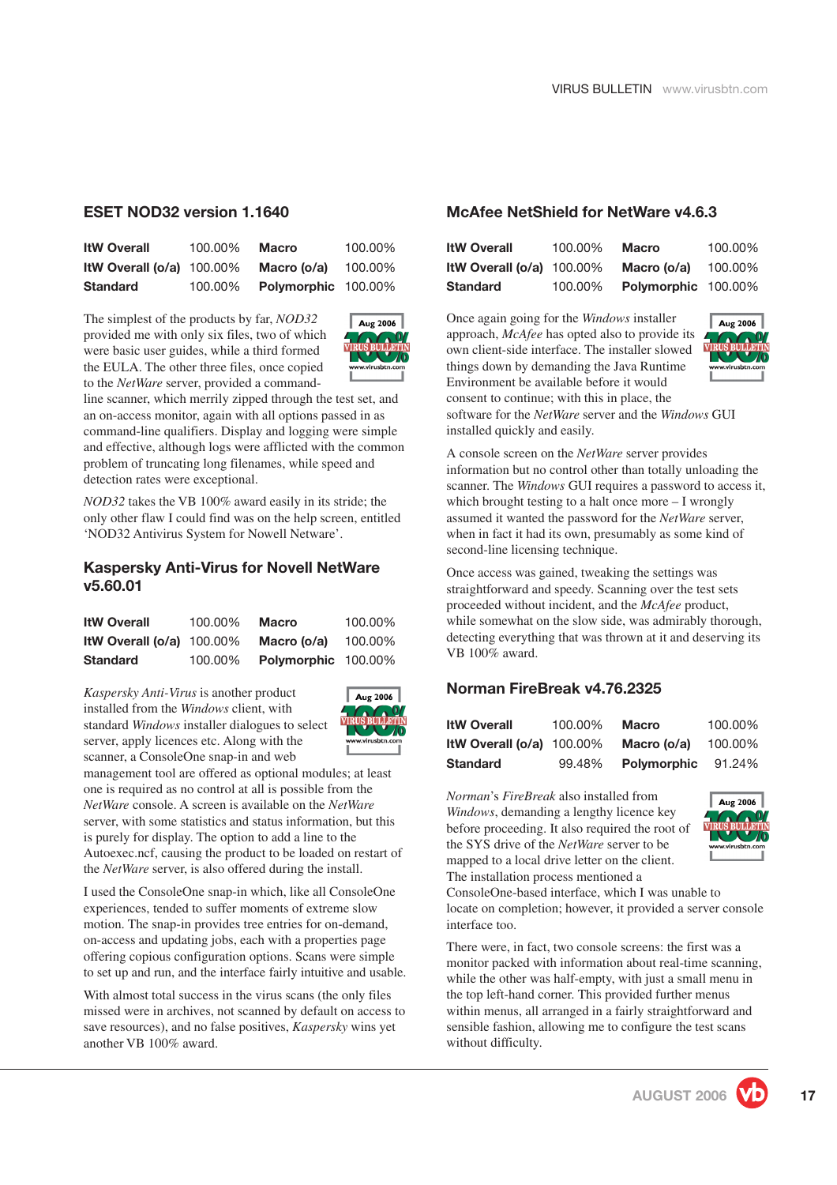## ESET NOD32 version 1.1640

| ItW Overall | 100.00% | Macro | 100.00% |
|---|---|---|---|
| ItW Overall (o/a) | 100.00% | Macro (o/a) | 100.00% |
| Standard | 100.00% | Polymorphic | 100.00% |

The simplest of the products by far, *NOD32* provided me with only six files, two of which were basic user guides, while a third formed the EULA. The other three files, once copied to the *NetWare* server, provided a command-line scanner, which merrily zipped through the test set, and an on-access monitor, again with all options passed in as command-line qualifiers. Display and logging were simple and effective, although logs were afflicted with the common problem of truncating long filenames, while speed and detection rates were exceptional.

*NOD32* takes the VB 100% award easily in its stride; the only other flaw I could find was on the help screen, entitled 'NOD32 Antivirus System for Nowell Netware'.

## Kaspersky Anti-Virus for Novell NetWare v5.60.01

| ItW Overall | 100.00% | Macro | 100.00% |
|---|---|---|---|
| ItW Overall (o/a) | 100.00% | Macro (o/a) | 100.00% |
| Standard | 100.00% | Polymorphic | 100.00% |

*Kaspersky Anti-Virus* is another product installed from the *Windows* client, with standard *Windows* installer dialogues to select server, apply licences etc. Along with the scanner, a ConsoleOne snap-in and web management tool are offered as optional modules; at least one is required as no control at all is possible from the *NetWare* console. A screen is available on the *NetWare* server, with some statistics and status information, but this is purely for display. The option to add a line to the Autoexec.ncf, causing the product to be loaded on restart of the *NetWare* server, is also offered during the install.

I used the ConsoleOne snap-in which, like all ConsoleOne experiences, tended to suffer moments of extreme slow motion. The snap-in provides tree entries for on-demand, on-access and updating jobs, each with a properties page offering copious configuration options. Scans were simple to set up and run, and the interface fairly intuitive and usable.

With almost total success in the virus scans (the only files missed were in archives, not scanned by default on access to save resources), and no false positives, *Kaspersky* wins yet another VB 100% award.

## McAfee NetShield for NetWare v4.6.3

| ItW Overall | 100.00% | Macro | 100.00% |
|---|---|---|---|
| ItW Overall (o/a) | 100.00% | Macro (o/a) | 100.00% |
| Standard | 100.00% | Polymorphic | 100.00% |

Once again going for the *Windows* installer approach, *McAfee* has opted also to provide its own client-side interface. The installer slowed things down by demanding the Java Runtime Environment be available before it would consent to continue; with this in place, the software for the *NetWare* server and the *Windows* GUI installed quickly and easily.

A console screen on the *NetWare* server provides information but no control other than totally unloading the scanner. The *Windows* GUI requires a password to access it, which brought testing to a halt once more – I wrongly assumed it wanted the password for the *NetWare* server, when in fact it had its own, presumably as some kind of second-line licensing technique.

Once access was gained, tweaking the settings was straightforward and speedy. Scanning over the test sets proceeded without incident, and the *McAfee* product, while somewhat on the slow side, was admirably thorough, detecting everything that was thrown at it and deserving its VB 100% award.

## Norman FireBreak v4.76.2325

| ItW Overall | 100.00% | Macro | 100.00% |
|---|---|---|---|
| ItW Overall (o/a) | 100.00% | Macro (o/a) | 100.00% |
| Standard | 99.48% | Polymorphic | 91.24% |

*Norman*'s *FireBreak* also installed from *Windows*, demanding a lengthy licence key before proceeding. It also required the root of the SYS drive of the *NetWare* server to be mapped to a local drive letter on the client. The installation process mentioned a ConsoleOne-based interface, which I was unable to locate on completion; however, it provided a server console interface too.

There were, in fact, two console screens: the first was a monitor packed with information about real-time scanning, while the other was half-empty, with just a small menu in the top left-hand corner. This provided further menus within menus, all arranged in a fairly straightforward and sensible fashion, allowing me to configure the test scans without difficulty.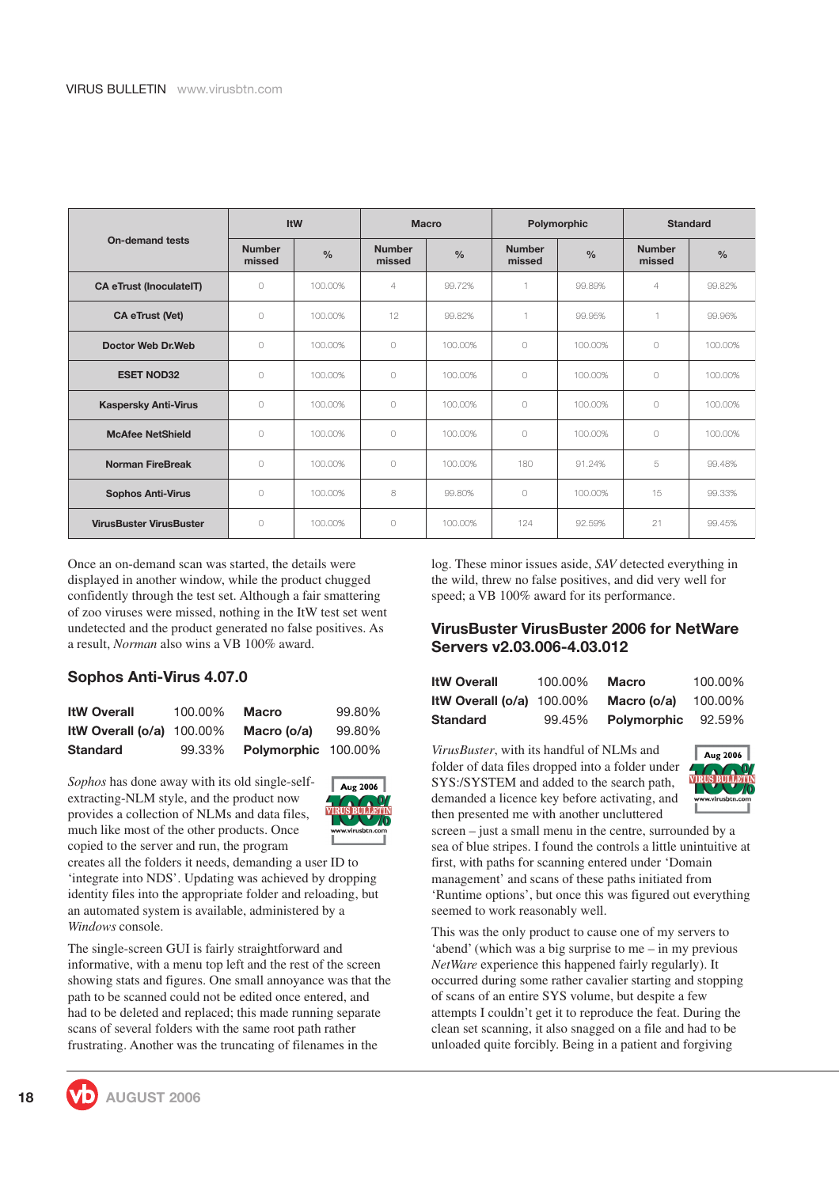| On-demand tests | ItW | | Macro | | Polymorphic | | Standard | |
|---|---|---|---|---|---|---|---|---|
| | Number missed | % | Number missed | % | Number missed | % | Number missed | % |
| CA eTrust (InoculateIT) | 0 | 100.00% | 4 | 99.72% | 1 | 99.89% | 4 | 99.82% |
| CA eTrust (Vet) | 0 | 100.00% | 12 | 99.82% | 1 | 99.95% | 1 | 99.96% |
| Doctor Web Dr.Web | 0 | 100.00% | 0 | 100.00% | 0 | 100.00% | 0 | 100.00% |
| ESET NOD32 | 0 | 100.00% | 0 | 100.00% | 0 | 100.00% | 0 | 100.00% |
| Kaspersky Anti-Virus | 0 | 100.00% | 0 | 100.00% | 0 | 100.00% | 0 | 100.00% |
| McAfee NetShield | 0 | 100.00% | 0 | 100.00% | 0 | 100.00% | 0 | 100.00% |
| Norman FireBreak | 0 | 100.00% | 0 | 100.00% | 180 | 91.24% | 5 | 99.48% |
| Sophos Anti-Virus | 0 | 100.00% | 8 | 99.80% | 0 | 100.00% | 15 | 99.33% |
| VirusBuster VirusBuster | 0 | 100.00% | 0 | 100.00% | 124 | 92.59% | 21 | 99.45% |

Once an on-demand scan was started, the details were displayed in another window, while the product chugged confidently through the test set. Although a fair smattering of zoo viruses were missed, nothing in the ItW test set went undetected and the product generated no false positives. As a result, *Norman* also wins a VB 100% award.

## Sophos Anti-Virus 4.07.0

| | | | |
|---|---|---|---|
| **ItW Overall** | 100.00% | **Macro** | 99.80% |
| **ItW Overall (o/a)** | 100.00% | **Macro (o/a)** | 99.80% |
| **Standard** | 99.33% | **Polymorphic** | 100.00% |

*Sophos* has done away with its old single-self-extracting-NLM style, and the product now provides a collection of NLMs and data files, much like most of the other products. Once copied to the server and run, the program creates all the folders it needs, demanding a user ID to 'integrate into NDS'. Updating was achieved by dropping identity files into the appropriate folder and reloading, but an automated system is available, administered by a *Windows* console.

The single-screen GUI is fairly straightforward and informative, with a menu top left and the rest of the screen showing stats and figures. One small annoyance was that the path to be scanned could not be edited once entered, and had to be deleted and replaced; this made running separate scans of several folders with the same root path rather frustrating. Another was the truncating of filenames in the log. These minor issues aside, *SAV* detected everything in the wild, threw no false positives, and did very well for speed; a VB 100% award for its performance.

## VirusBuster VirusBuster 2006 for NetWare Servers v2.03.006-4.03.012

| | | | |
|---|---|---|---|
| **ItW Overall** | 100.00% | **Macro** | 100.00% |
| **ItW Overall (o/a)** | 100.00% | **Macro (o/a)** | 100.00% |
| **Standard** | 99.45% | **Polymorphic** | 92.59% |

*VirusBuster*, with its handful of NLMs and folder of data files dropped into a folder under SYS:/SYSTEM and added to the search path, demanded a licence key before activating, and then presented me with another uncluttered screen – just a small menu in the centre, surrounded by a sea of blue stripes. I found the controls a little unintuitive at first, with paths for scanning entered under 'Domain management' and scans of these paths initiated from 'Runtime options', but once this was figured out everything seemed to work reasonably well.

This was the only product to cause one of my servers to 'abend' (which was a big surprise to me – in my previous *NetWare* experience this happened fairly regularly). It occurred during some rather cavalier starting and stopping of scans of an entire SYS volume, but despite a few attempts I couldn't get it to reproduce the feat. During the clean set scanning, it also snagged on a file and had to be unloaded quite forcibly. Being in a patient and forgiving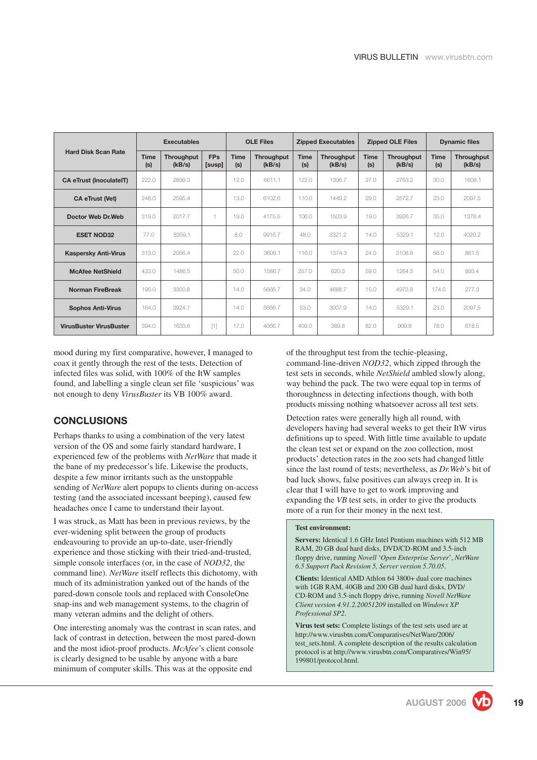| Hard Disk Scan Rate | Executables | | | OLE Files | | Zipped Executables | | Zipped OLE Files | | Dynamic files | |
|---|---|---|---|---|---|---|---|---|---|---|---|
| | Time (s) | Throughput (kB/s) | FPs [susp] | Time (s) | Throughput (kB/s) | Time (s) | Throughput (kB/s) | Time (s) | Throughput (kB/s) | Time (s) | Throughput (kB/s) |
| CA eTrust (InoculateIT) | 222.0 | 2899.3 | | 12.0 | 6611.1 | 122.0 | 1306.7 | 27.0 | 2763.2 | 30.0 | 1608.1 |
| CA eTrust (Vet) | 248.0 | 2595.4 | | 13.0 | 6102.6 | 110.0 | 1449.2 | 29.0 | 2572.7 | 23.0 | 2097.5 |
| Doctor Web Dr.Web | 319.0 | 2017.7 | 1 | 19.0 | 4175.5 | 106.0 | 1503.9 | 19.0 | 3926.7 | 35.0 | 1378.4 |
| ESET NOD32 | 77.0 | 8359.1 | | 8.0 | 9916.7 | 48.0 | 3321.2 | 14.0 | 5329.1 | 12.0 | 4020.2 |
| Kaspersky Anti-Virus | 313.0 | 2056.4 | | 22.0 | 3606.1 | 116.0 | 1374.3 | 24.0 | 3108.6 | 56.0 | 861.5 |
| McAfee NetShield | 433.0 | 1486.5 | | 50.0 | 1586.7 | 257.0 | 620.3 | 59.0 | 1264.5 | 54.0 | 893.4 |
| Norman FireBreak | 195.0 | 3300.8 | | 14.0 | 5666.7 | 34.0 | 4688.7 | 15.0 | 4973.8 | 174.0 | 277.3 |
| Sophos Anti-Virus | 164.0 | 3924.7 | | 14.0 | 5666.7 | 53.0 | 3007.9 | 14.0 | 5329.1 | 23.0 | 2097.5 |
| VirusBuster VirusBuster | 394.0 | 1633.6 | [1] | 17.0 | 4666.7 | 409.0 | 389.8 | 82.0 | 909.8 | 78.0 | 618.5 |

mood during my first comparative, however, I managed to coax it gently through the rest of the tests. Detection of infected files was solid, with 100% of the ItW samples found, and labelling a single clean set file 'suspicious' was not enough to deny *VirusBuster* its VB 100% award.

## CONCLUSIONS

Perhaps thanks to using a combination of the very latest version of the OS and some fairly standard hardware, I experienced few of the problems with *NetWare* that made it the bane of my predecessor's life. Likewise the products, despite a few minor irritants such as the unstoppable sending of *NetWare* alert popups to clients during on-access testing (and the associated incessant beeping), caused few headaches once I came to understand their layout.

I was struck, as Matt has been in previous reviews, by the ever-widening split between the group of products endeavouring to provide an up-to-date, user-friendly experience and those sticking with their tried-and-trusted, simple console interfaces (or, in the case of *NOD32*, the command line). *NetWare* itself reflects this dichotomy, with much of its administration yanked out of the hands of the pared-down console tools and replaced with ConsoleOne snap-ins and web management systems, to the chagrin of many veteran admins and the delight of others.

One interesting anomaly was the contrast in scan rates, and lack of contrast in detection, between the most pared-down and the most idiot-proof products. *McAfee*'s client console is clearly designed to be usable by anyone with a bare minimum of computer skills. This was at the opposite end of the throughput test from the techie-pleasing, command-line-driven *NOD32*, which zipped through the test sets in seconds, while *NetShield* ambled slowly along, way behind the pack. The two were equal top in terms of thoroughness in detecting infections though, with both products missing nothing whatsoever across all test sets.

Detection rates were generally high all round, with developers having had several weeks to get their ItW virus definitions up to speed. With little time available to update the clean test set or expand on the zoo collection, most products' detection rates in the zoo sets had changed little since the last round of tests; nevertheless, as *Dr.Web*'s bit of bad luck shows, false positives can always creep in. It is clear that I will have to get to work improving and expanding the *VB* test sets, in order to give the products more of a run for their money in the next test.

**Test environment:**

**Servers:** Identical 1.6 GHz Intel Pentium machines with 512 MB RAM, 20 GB dual hard disks, DVD/CD-ROM and 3.5-inch floppy drive, running *Novell 'Open Enterprise Server'*, *NetWare 6.5 Support Pack Revision 5, Server version 5.70.05*.

**Clients:** Identical AMD Athlon 64 3800+ dual core machines with 1GB RAM, 40GB and 200 GB dual hard disks, DVD/CD-ROM and 3.5-inch floppy drive, running *Novell NetWare Client version 4.91.2.20051209* installed on *Windows XP Professional SP2*.

**Virus test sets:** Complete listings of the test sets used are at http://www.virusbtn.com/Comparatives/NetWare/2006/test_sets.html. A complete description of the results calculation protocol is at http://www.virusbtn.com/Comparatives/Win95/199801/protocol.html.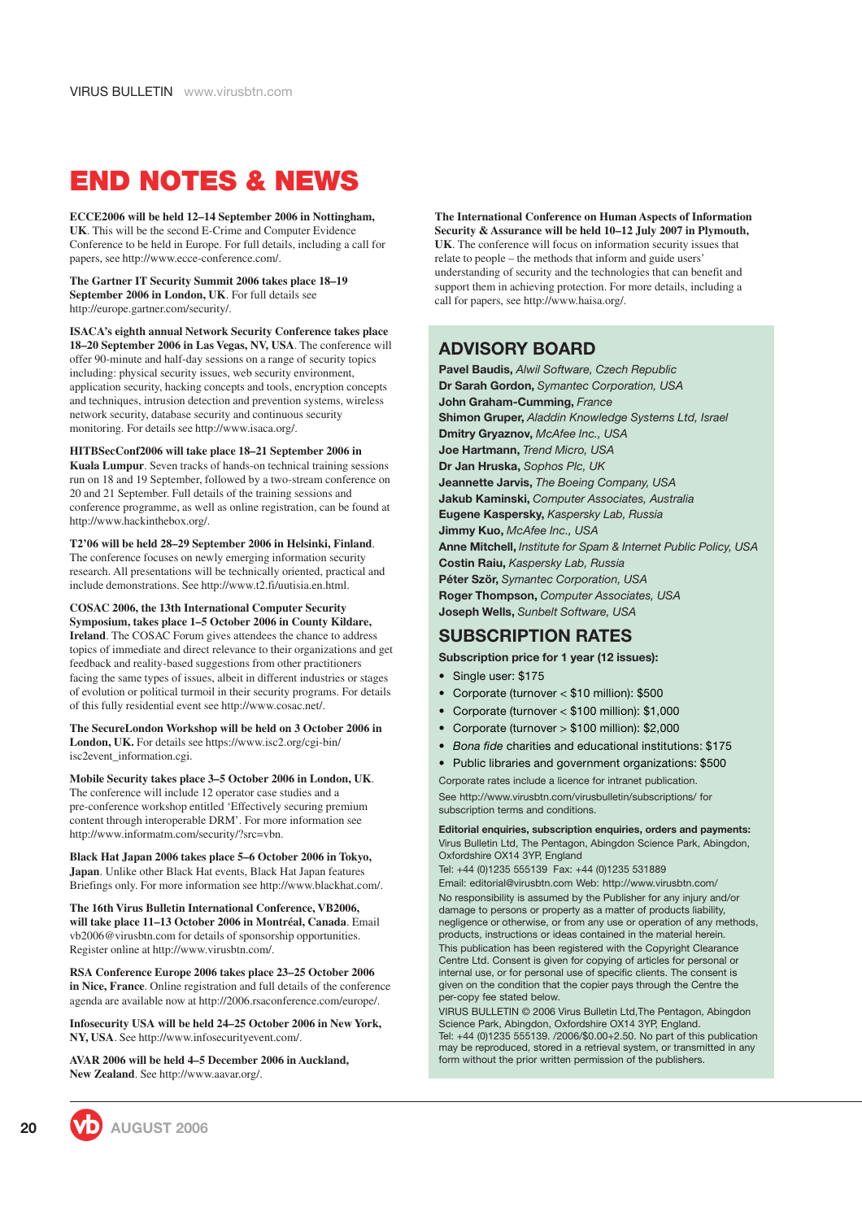# END NOTES & NEWS

**ECCE2006 will be held 12–14 September 2006 in Nottingham, UK**. This will be the second E-Crime and Computer Evidence Conference to be held in Europe. For full details, including a call for papers, see http://www.ecce-conference.com/.

**The Gartner IT Security Summit 2006 takes place 18–19 September 2006 in London, UK**. For full details see http://europe.gartner.com/security/.

**ISACA's eighth annual Network Security Conference takes place 18–20 September 2006 in Las Vegas, NV, USA**. The conference will offer 90-minute and half-day sessions on a range of security topics including: physical security issues, web security environment, application security, hacking concepts and tools, encryption concepts and techniques, intrusion detection and prevention systems, wireless network security, database security and continuous security monitoring. For details see http://www.isaca.org/.

**HITBSecConf2006 will take place 18–21 September 2006 in Kuala Lumpur**. Seven tracks of hands-on technical training sessions run on 18 and 19 September, followed by a two-stream conference on 20 and 21 September. Full details of the training sessions and conference programme, as well as online registration, can be found at http://www.hackinthebox.org/.

**T2'06 will be held 28–29 September 2006 in Helsinki, Finland**. The conference focuses on newly emerging information security research. All presentations will be technically oriented, practical and include demonstrations. See http://www.t2.fi/uutisia.en.html.

**COSAC 2006, the 13th International Computer Security Symposium, takes place 1–5 October 2006 in County Kildare, Ireland**. The COSAC Forum gives attendees the chance to address topics of immediate and direct relevance to their organizations and get feedback and reality-based suggestions from other practitioners facing the same types of issues, albeit in different industries or stages of evolution or political turmoil in their security programs. For details of this fully residential event see http://www.cosac.net/.

**The SecureLondon Workshop will be held on 3 October 2006 in London, UK.** For details see https://www.isc2.org/cgi-bin/isc2event_information.cgi.

**Mobile Security takes place 3–5 October 2006 in London, UK**. The conference will include 12 operator case studies and a pre-conference workshop entitled 'Effectively securing premium content through interoperable DRM'. For more information see http://www.informatm.com/security/?src=vbn.

**Black Hat Japan 2006 takes place 5–6 October 2006 in Tokyo, Japan**. Unlike other Black Hat events, Black Hat Japan features Briefings only. For more information see http://www.blackhat.com/.

**The 16th Virus Bulletin International Conference, VB2006, will take place 11–13 October 2006 in Montréal, Canada**. Email vb2006@virusbtn.com for details of sponsorship opportunities. Register online at http://www.virusbtn.com/.

**RSA Conference Europe 2006 takes place 23–25 October 2006 in Nice, France**. Online registration and full details of the conference agenda are available now at http://2006.rsaconference.com/europe/.

**Infosecurity USA will be held 24–25 October 2006 in New York, NY, USA**. See http://www.infosecurityevent.com/.

**AVAR 2006 will be held 4–5 December 2006 in Auckland, New Zealand**. See http://www.aavar.org/.

**The International Conference on Human Aspects of Information Security & Assurance will be held 10–12 July 2007 in Plymouth, UK**. The conference will focus on information security issues that relate to people – the methods that inform and guide users' understanding of security and the technologies that can benefit and support them in achieving protection. For more details, including a call for papers, see http://www.haisa.org/.

## ADVISORY BOARD

**Pavel Baudis,** *Alwil Software, Czech Republic*
**Dr Sarah Gordon,** *Symantec Corporation, USA*
**John Graham-Cumming,** *France*
**Shimon Gruper,** *Aladdin Knowledge Systems Ltd, Israel*
**Dmitry Gryaznov,** *McAfee Inc., USA*
**Joe Hartmann,** *Trend Micro, USA*
**Dr Jan Hruska,** *Sophos Plc, UK*
**Jeannette Jarvis,** *The Boeing Company, USA*
**Jakub Kaminski,** *Computer Associates, Australia*
**Eugene Kaspersky,** *Kaspersky Lab, Russia*
**Jimmy Kuo,** *McAfee Inc., USA*
**Anne Mitchell,** *Institute for Spam & Internet Public Policy, USA*
**Costin Raiu,** *Kaspersky Lab, Russia*
**Péter Ször,** *Symantec Corporation, USA*
**Roger Thompson,** *Computer Associates, USA*
**Joseph Wells,** *Sunbelt Software, USA*

## SUBSCRIPTION RATES

**Subscription price for 1 year (12 issues):**

- Single user: $175
- Corporate (turnover < $10 million): $500
- Corporate (turnover < $100 million): $1,000
- Corporate (turnover > $100 million): $2,000
- *Bona fide* charities and educational institutions: $175
- Public libraries and government organizations: $500

Corporate rates include a licence for intranet publication.

See http://www.virusbtn.com/virusbulletin/subscriptions/ for subscription terms and conditions.

**Editorial enquiries, subscription enquiries, orders and payments:**
Virus Bulletin Ltd, The Pentagon, Abingdon Science Park, Abingdon, Oxfordshire OX14 3YP, England
Tel: +44 (0)1235 555139 Fax: +44 (0)1235 531889
Email: editorial@virusbtn.com Web: http://www.virusbtn.com/

No responsibility is assumed by the Publisher for any injury and/or damage to persons or property as a matter of products liability, negligence or otherwise, or from any use or operation of any methods, products, instructions or ideas contained in the material herein.

This publication has been registered with the Copyright Clearance Centre Ltd. Consent is given for copying of articles for personal or internal use, or for personal use of specific clients. The consent is given on the condition that the copier pays through the Centre the per-copy fee stated below.

VIRUS BULLETIN © 2006 Virus Bulletin Ltd,The Pentagon, Abingdon Science Park, Abingdon, Oxfordshire OX14 3YP, England.
Tel: +44 (0)1235 555139. /2006/$0.00+2.50. No part of this publication may be reproduced, stored in a retrieval system, or transmitted in any form without the prior written permission of the publishers.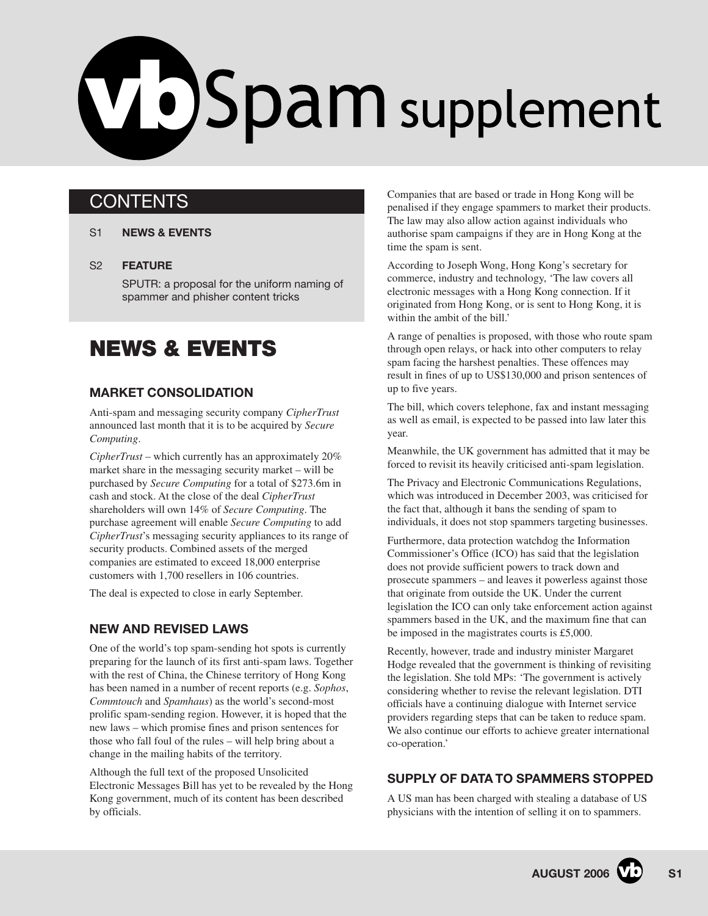# vb Spam supplement

## CONTENTS

S1 **NEWS & EVENTS**

S2 **FEATURE**

SPUTR: a proposal for the uniform naming of spammer and phisher content tricks

# NEWS & EVENTS

## MARKET CONSOLIDATION

Anti-spam and messaging security company *CipherTrust* announced last month that it is to be acquired by *Secure Computing*.

*CipherTrust* – which currently has an approximately 20% market share in the messaging security market – will be purchased by *Secure Computing* for a total of $273.6m in cash and stock. At the close of the deal *CipherTrust* shareholders will own 14% of *Secure Computing*. The purchase agreement will enable *Secure Computing* to add *CipherTrust*'s messaging security appliances to its range of security products. Combined assets of the merged companies are estimated to exceed 18,000 enterprise customers with 1,700 resellers in 106 countries.

The deal is expected to close in early September.

## NEW AND REVISED LAWS

One of the world's top spam-sending hot spots is currently preparing for the launch of its first anti-spam laws. Together with the rest of China, the Chinese territory of Hong Kong has been named in a number of recent reports (e.g. *Sophos*, *Commtouch* and *Spamhaus*) as the world's second-most prolific spam-sending region. However, it is hoped that the new laws – which promise fines and prison sentences for those who fall foul of the rules – will help bring about a change in the mailing habits of the territory.

Although the full text of the proposed Unsolicited Electronic Messages Bill has yet to be revealed by the Hong Kong government, much of its content has been described by officials.

Companies that are based or trade in Hong Kong will be penalised if they engage spammers to market their products. The law may also allow action against individuals who authorise spam campaigns if they are in Hong Kong at the time the spam is sent.

According to Joseph Wong, Hong Kong's secretary for commerce, industry and technology, 'The law covers all electronic messages with a Hong Kong connection. If it originated from Hong Kong, or is sent to Hong Kong, it is within the ambit of the bill.'

A range of penalties is proposed, with those who route spam through open relays, or hack into other computers to relay spam facing the harshest penalties. These offences may result in fines of up to US$130,000 and prison sentences of up to five years.

The bill, which covers telephone, fax and instant messaging as well as email, is expected to be passed into law later this year.

Meanwhile, the UK government has admitted that it may be forced to revisit its heavily criticised anti-spam legislation.

The Privacy and Electronic Communications Regulations, which was introduced in December 2003, was criticised for the fact that, although it bans the sending of spam to individuals, it does not stop spammers targeting businesses.

Furthermore, data protection watchdog the Information Commissioner's Office (ICO) has said that the legislation does not provide sufficient powers to track down and prosecute spammers – and leaves it powerless against those that originate from outside the UK. Under the current legislation the ICO can only take enforcement action against spammers based in the UK, and the maximum fine that can be imposed in the magistrates courts is £5,000.

Recently, however, trade and industry minister Margaret Hodge revealed that the government is thinking of revisiting the legislation. She told MPs: 'The government is actively considering whether to revise the relevant legislation. DTI officials have a continuing dialogue with Internet service providers regarding steps that can be taken to reduce spam. We also continue our efforts to achieve greater international co-operation.'

## SUPPLY OF DATA TO SPAMMERS STOPPED

A US man has been charged with stealing a database of US physicians with the intention of selling it on to spammers.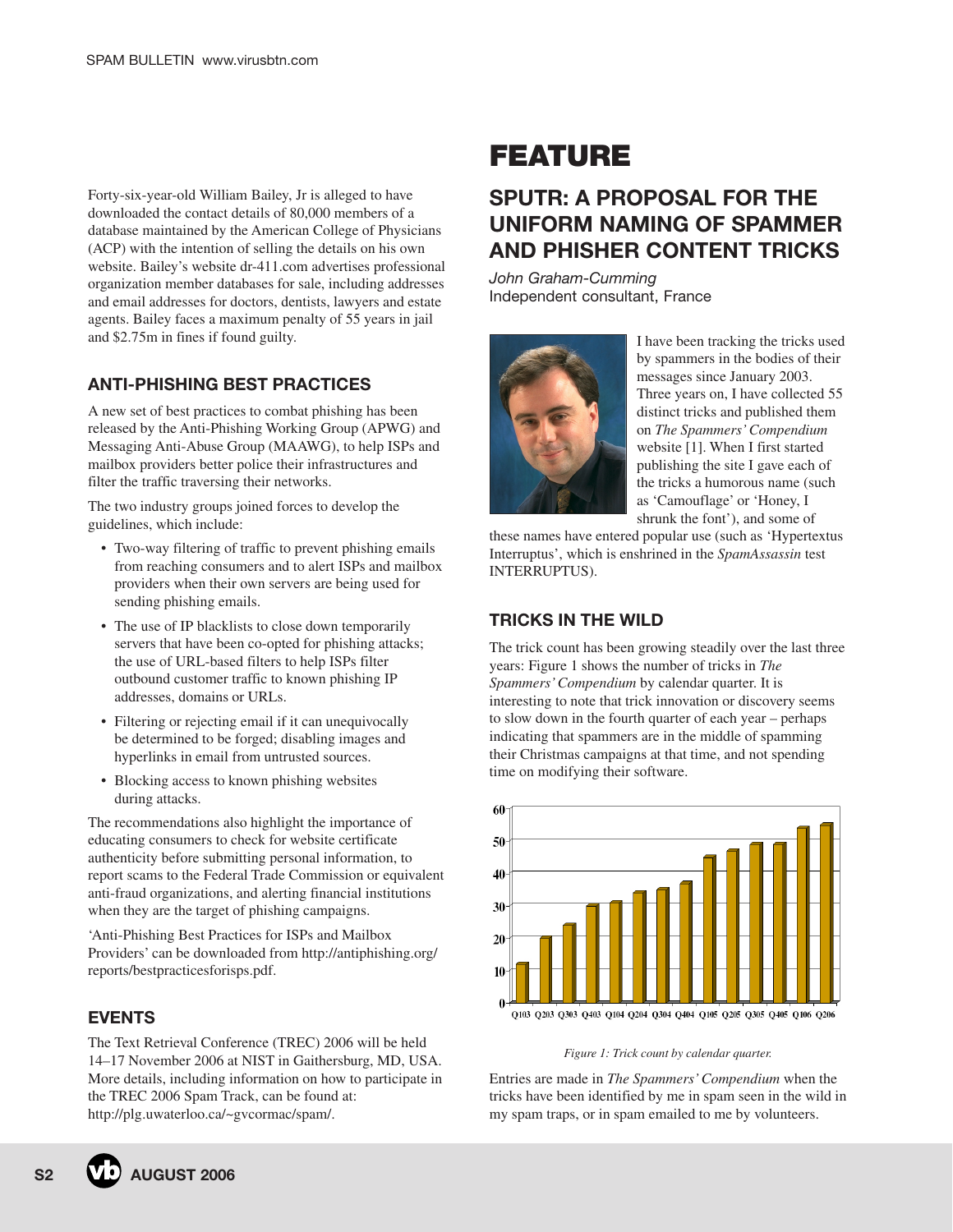Forty-six-year-old William Bailey, Jr is alleged to have downloaded the contact details of 80,000 members of a database maintained by the American College of Physicians (ACP) with the intention of selling the details on his own website. Bailey's website dr-411.com advertises professional organization member databases for sale, including addresses and email addresses for doctors, dentists, lawyers and estate agents. Bailey faces a maximum penalty of 55 years in jail and $2.75m in fines if found guilty.

### ANTI-PHISHING BEST PRACTICES

A new set of best practices to combat phishing has been released by the Anti-Phishing Working Group (APWG) and Messaging Anti-Abuse Group (MAAWG), to help ISPs and mailbox providers better police their infrastructures and filter the traffic traversing their networks.

The two industry groups joined forces to develop the guidelines, which include:

- Two-way filtering of traffic to prevent phishing emails from reaching consumers and to alert ISPs and mailbox providers when their own servers are being used for sending phishing emails.
- The use of IP blacklists to close down temporarily servers that have been co-opted for phishing attacks; the use of URL-based filters to help ISPs filter outbound customer traffic to known phishing IP addresses, domains or URLs.
- Filtering or rejecting email if it can unequivocally be determined to be forged; disabling images and hyperlinks in email from untrusted sources.
- Blocking access to known phishing websites during attacks.

The recommendations also highlight the importance of educating consumers to check for website certificate authenticity before submitting personal information, to report scams to the Federal Trade Commission or equivalent anti-fraud organizations, and alerting financial institutions when they are the target of phishing campaigns.

'Anti-Phishing Best Practices for ISPs and Mailbox Providers' can be downloaded from http://antiphishing.org/reports/bestpracticesforisps.pdf.

### EVENTS

The Text Retrieval Conference (TREC) 2006 will be held 14–17 November 2006 at NIST in Gaithersburg, MD, USA. More details, including information on how to participate in the TREC 2006 Spam Track, can be found at: http://plg.uwaterloo.ca/~gvcormac/spam/.

# FEATURE

## SPUTR: A PROPOSAL FOR THE UNIFORM NAMING OF SPAMMER AND PHISHER CONTENT TRICKS

*John Graham-Cumming*
Independent consultant, France

I have been tracking the tricks used by spammers in the bodies of their messages since January 2003. Three years on, I have collected 55 distinct tricks and published them on *The Spammers' Compendium* website [1]. When I first started publishing the site I gave each of the tricks a humorous name (such as 'Camouflage' or 'Honey, I shrunk the font'), and some of these names have entered popular use (such as 'Hypertextus Interruptus', which is enshrined in the *SpamAssassin* test INTERRUPTUS).

### TRICKS IN THE WILD

The trick count has been growing steadily over the last three years: Figure 1 shows the number of tricks in *The Spammers' Compendium* by calendar quarter. It is interesting to note that trick innovation or discovery seems to slow down in the fourth quarter of each year – perhaps indicating that spammers are in the middle of spamming their Christmas campaigns at that time, and not spending time on modifying their software.

*Figure 1: Trick count by calendar quarter.*

Entries are made in *The Spammers' Compendium* when the tricks have been identified by me in spam seen in the wild in my spam traps, or in spam emailed to me by volunteers.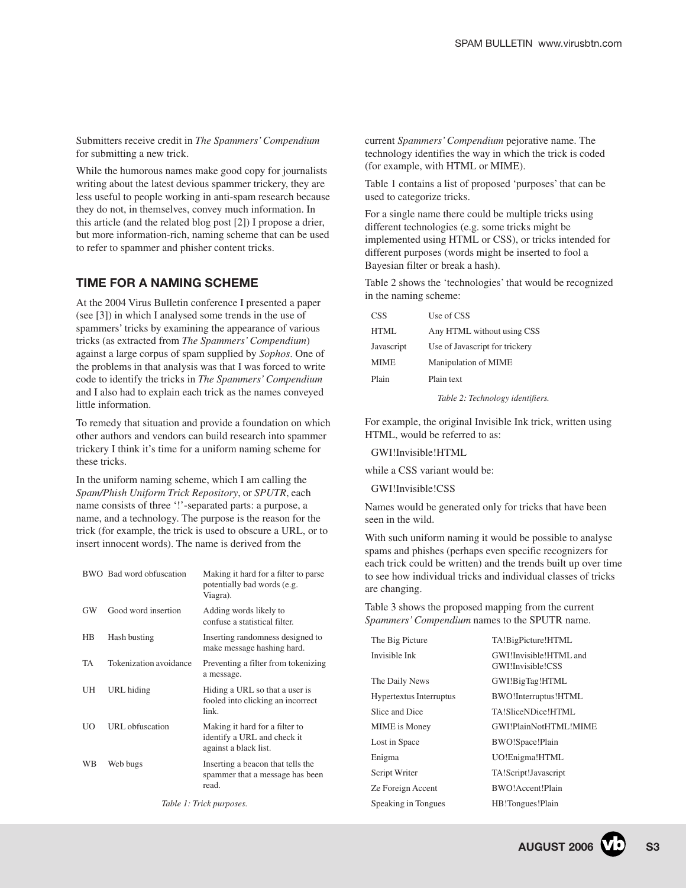Submitters receive credit in *The Spammers' Compendium* for submitting a new trick.

While the humorous names make good copy for journalists writing about the latest devious spammer trickery, they are less useful to people working in anti-spam research because they do not, in themselves, convey much information. In this article (and the related blog post [2]) I propose a drier, but more information-rich, naming scheme that can be used to refer to spammer and phisher content tricks.

## TIME FOR A NAMING SCHEME

At the 2004 Virus Bulletin conference I presented a paper (see [3]) in which I analysed some trends in the use of spammers' tricks by examining the appearance of various tricks (as extracted from *The Spammers' Compendium*) against a large corpus of spam supplied by *Sophos*. One of the problems in that analysis was that I was forced to write code to identify the tricks in *The Spammers' Compendium* and I also had to explain each trick as the names conveyed little information.

To remedy that situation and provide a foundation on which other authors and vendors can build research into spammer trickery I think it's time for a uniform naming scheme for these tricks.

In the uniform naming scheme, which I am calling the *Spam/Phish Uniform Trick Repository*, or *SPUTR*, each name consists of three '!'-separated parts: a purpose, a name, and a technology. The purpose is the reason for the trick (for example, the trick is used to obscure a URL, or to insert innocent words). The name is derived from the current *Spammers' Compendium* pejorative name. The technology identifies the way in which the trick is coded (for example, with HTML or MIME).

| | | |
|---|---|---|
| BWO | Bad word obfuscation | Making it hard for a filter to parse potentially bad words (e.g. Viagra). |
| GW | Good word insertion | Adding words likely to confuse a statistical filter. |
| HB | Hash busting | Inserting randomness designed to make message hashing hard. |
| TA | Tokenization avoidance | Preventing a filter from tokenizing a message. |
| UH | URL hiding | Hiding a URL so that a user is fooled into clicking an incorrect link. |
| UO | URL obfuscation | Making it hard for a filter to identify a URL and check it against a black list. |
| WB | Web bugs | Inserting a beacon that tells the spammer that a message has been read. |

*Table 1: Trick purposes.*

Table 1 contains a list of proposed 'purposes' that can be used to categorize tricks.

For a single name there could be multiple tricks using different technologies (e.g. some tricks might be implemented using HTML or CSS), or tricks intended for different purposes (words might be inserted to fool a Bayesian filter or break a hash).

Table 2 shows the 'technologies' that would be recognized in the naming scheme:

| | |
|---|---|
| CSS | Use of CSS |
| HTML | Any HTML without using CSS |
| Javascript | Use of Javascript for trickery |
| MIME | Manipulation of MIME |
| Plain | Plain text |

*Table 2: Technology identifiers.*

For example, the original Invisible Ink trick, written using HTML, would be referred to as:

GWI!Invisible!HTML

while a CSS variant would be:

GWI!Invisible!CSS

Names would be generated only for tricks that have been seen in the wild.

With such uniform naming it would be possible to analyse spams and phishes (perhaps even specific recognizers for each trick could be written) and the trends built up over time to see how individual tricks and individual classes of tricks are changing.

Table 3 shows the proposed mapping from the current *Spammers' Compendium* names to the SPUTR name.

| | |
|---|---|
| The Big Picture | TA!BigPicture!HTML |
| Invisible Ink | GWI!Invisible!HTML and GWI!Invisible!CSS |
| The Daily News | GWI!BigTag!HTML |
| Hypertextus Interruptus | BWO!Interruptus!HTML |
| Slice and Dice | TA!SliceNDice!HTML |
| MIME is Money | GWI!PlainNotHTML!MIME |
| Lost in Space | BWO!Space!Plain |
| Enigma | UO!Enigma!HTML |
| Script Writer | TA!Script!Javascript |
| Ze Foreign Accent | BWO!Accent!Plain |
| Speaking in Tongues | HB!Tongues!Plain |